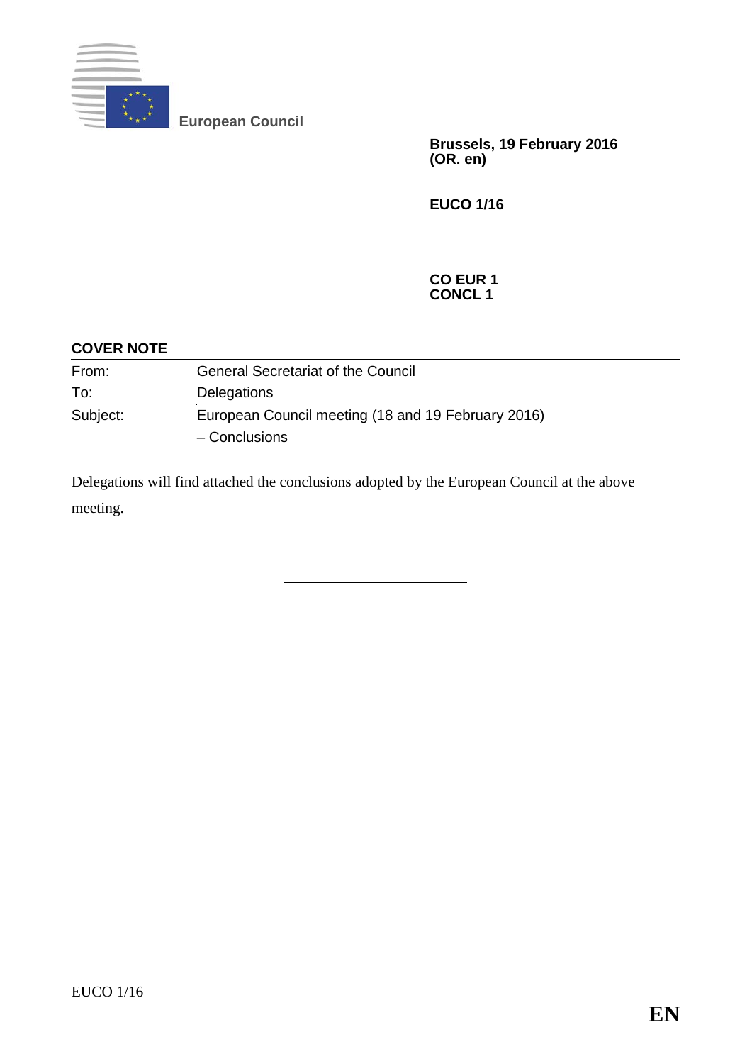**European Council**

**Brussels, 19 February 2016**
**(OR. en)**

**EUCO 1/16**

**CO EUR 1**
**CONCL 1**

**COVER NOTE**

| | |
|---|---|
| From: | General Secretariat of the Council |
| To: | Delegations |
| Subject: | European Council meeting (18 and 19 February 2016)<br>– Conclusions |

Delegations will find attached the conclusions adopted by the European Council at the above meeting.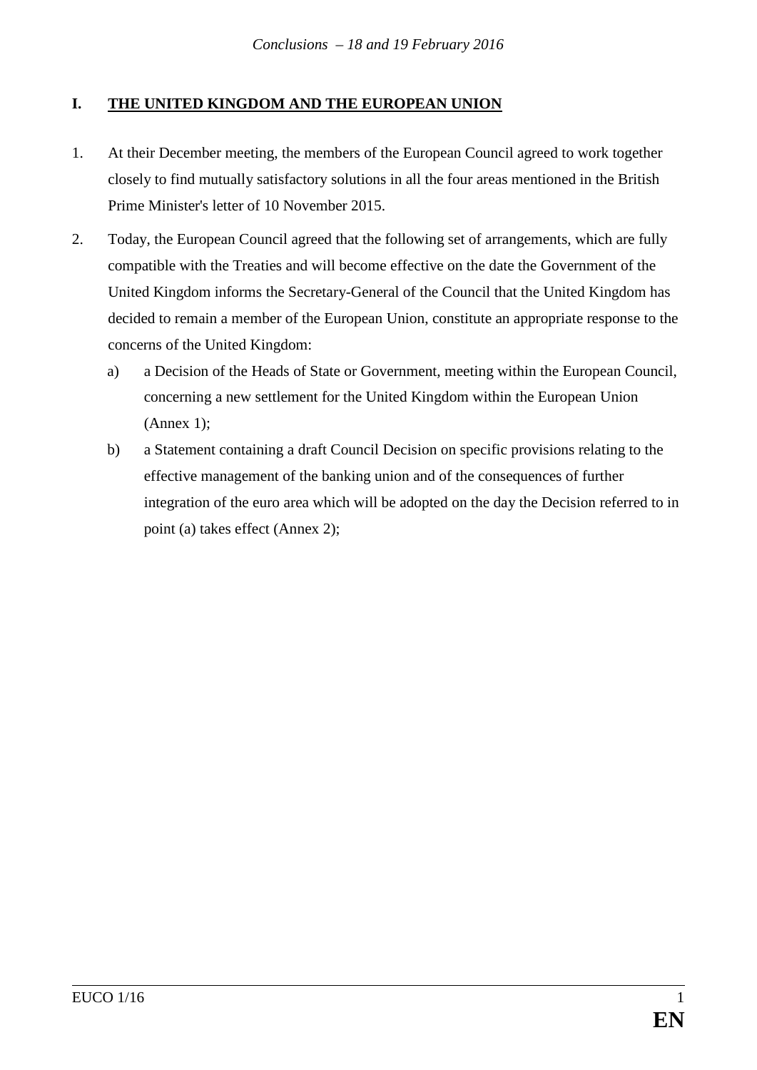## I. THE UNITED KINGDOM AND THE EUROPEAN UNION

1. At their December meeting, the members of the European Council agreed to work together closely to find mutually satisfactory solutions in all the four areas mentioned in the British Prime Minister's letter of 10 November 2015.

2. Today, the European Council agreed that the following set of arrangements, which are fully compatible with the Treaties and will become effective on the date the Government of the United Kingdom informs the Secretary-General of the Council that the United Kingdom has decided to remain a member of the European Union, constitute an appropriate response to the concerns of the United Kingdom:

   a) a Decision of the Heads of State or Government, meeting within the European Council, concerning a new settlement for the United Kingdom within the European Union (Annex 1);

   b) a Statement containing a draft Council Decision on specific provisions relating to the effective management of the banking union and of the consequences of further integration of the euro area which will be adopted on the day the Decision referred to in point (a) takes effect (Annex 2);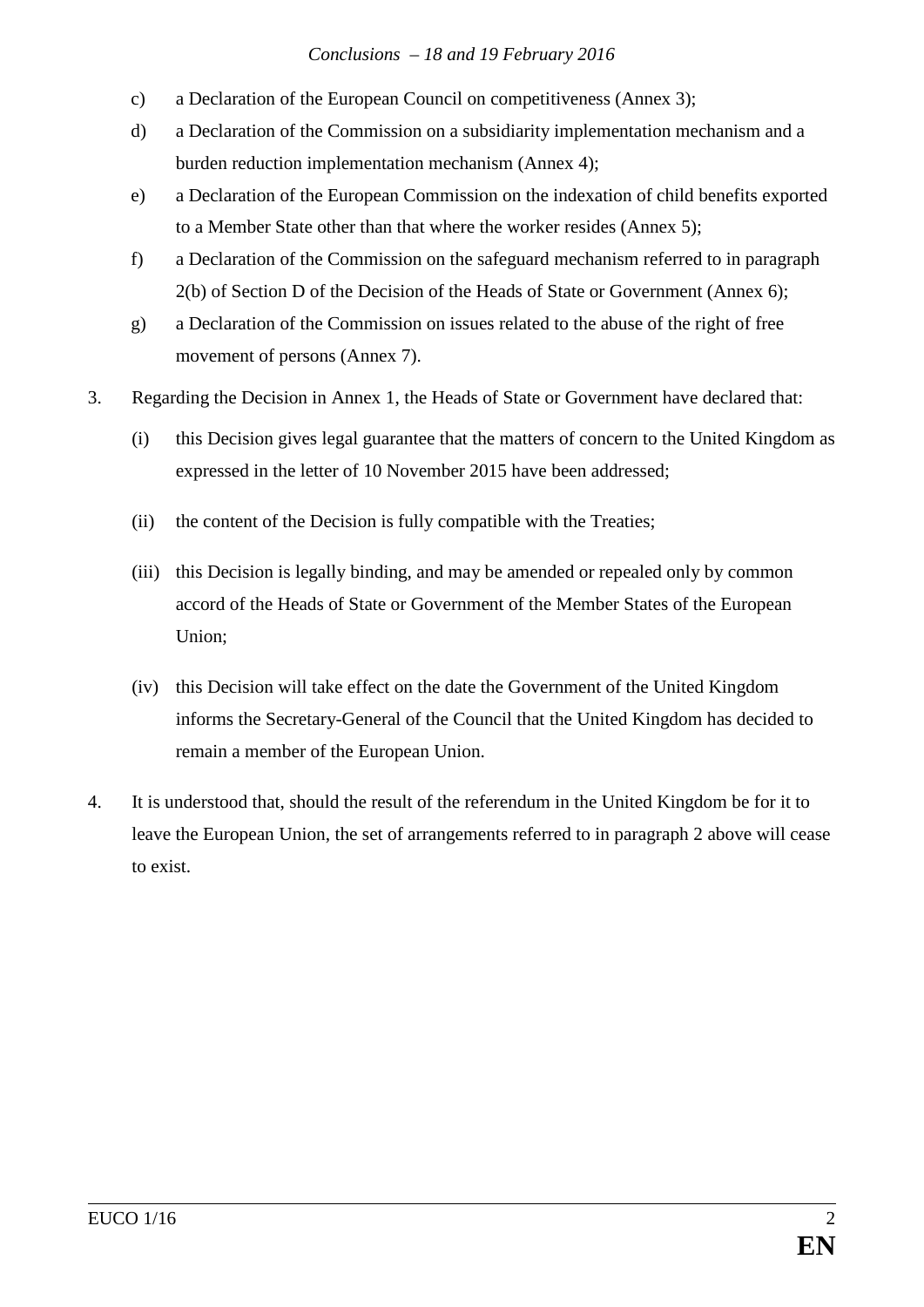c) a Declaration of the European Council on competitiveness (Annex 3);

d) a Declaration of the Commission on a subsidiarity implementation mechanism and a burden reduction implementation mechanism (Annex 4);

e) a Declaration of the European Commission on the indexation of child benefits exported to a Member State other than that where the worker resides (Annex 5);

f) a Declaration of the Commission on the safeguard mechanism referred to in paragraph 2(b) of Section D of the Decision of the Heads of State or Government (Annex 6);

g) a Declaration of the Commission on issues related to the abuse of the right of free movement of persons (Annex 7).

3. Regarding the Decision in Annex 1, the Heads of State or Government have declared that:

(i) this Decision gives legal guarantee that the matters of concern to the United Kingdom as expressed in the letter of 10 November 2015 have been addressed;

(ii) the content of the Decision is fully compatible with the Treaties;

(iii) this Decision is legally binding, and may be amended or repealed only by common accord of the Heads of State or Government of the Member States of the European Union;

(iv) this Decision will take effect on the date the Government of the United Kingdom informs the Secretary-General of the Council that the United Kingdom has decided to remain a member of the European Union.

4. It is understood that, should the result of the referendum in the United Kingdom be for it to leave the European Union, the set of arrangements referred to in paragraph 2 above will cease to exist.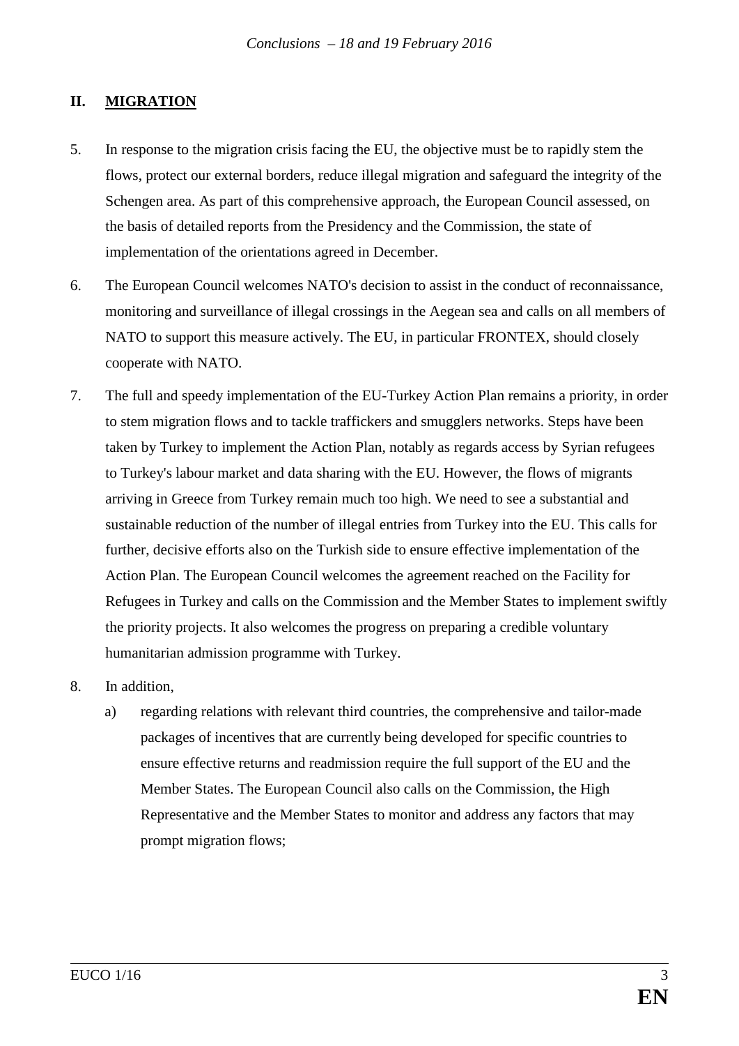## II. MIGRATION

5. In response to the migration crisis facing the EU, the objective must be to rapidly stem the flows, protect our external borders, reduce illegal migration and safeguard the integrity of the Schengen area. As part of this comprehensive approach, the European Council assessed, on the basis of detailed reports from the Presidency and the Commission, the state of implementation of the orientations agreed in December.

6. The European Council welcomes NATO's decision to assist in the conduct of reconnaissance, monitoring and surveillance of illegal crossings in the Aegean sea and calls on all members of NATO to support this measure actively. The EU, in particular FRONTEX, should closely cooperate with NATO.

7. The full and speedy implementation of the EU-Turkey Action Plan remains a priority, in order to stem migration flows and to tackle traffickers and smugglers networks. Steps have been taken by Turkey to implement the Action Plan, notably as regards access by Syrian refugees to Turkey's labour market and data sharing with the EU. However, the flows of migrants arriving in Greece from Turkey remain much too high. We need to see a substantial and sustainable reduction of the number of illegal entries from Turkey into the EU. This calls for further, decisive efforts also on the Turkish side to ensure effective implementation of the Action Plan. The European Council welcomes the agreement reached on the Facility for Refugees in Turkey and calls on the Commission and the Member States to implement swiftly the priority projects. It also welcomes the progress on preparing a credible voluntary humanitarian admission programme with Turkey.

8. In addition,

   a) regarding relations with relevant third countries, the comprehensive and tailor-made packages of incentives that are currently being developed for specific countries to ensure effective returns and readmission require the full support of the EU and the Member States. The European Council also calls on the Commission, the High Representative and the Member States to monitor and address any factors that may prompt migration flows;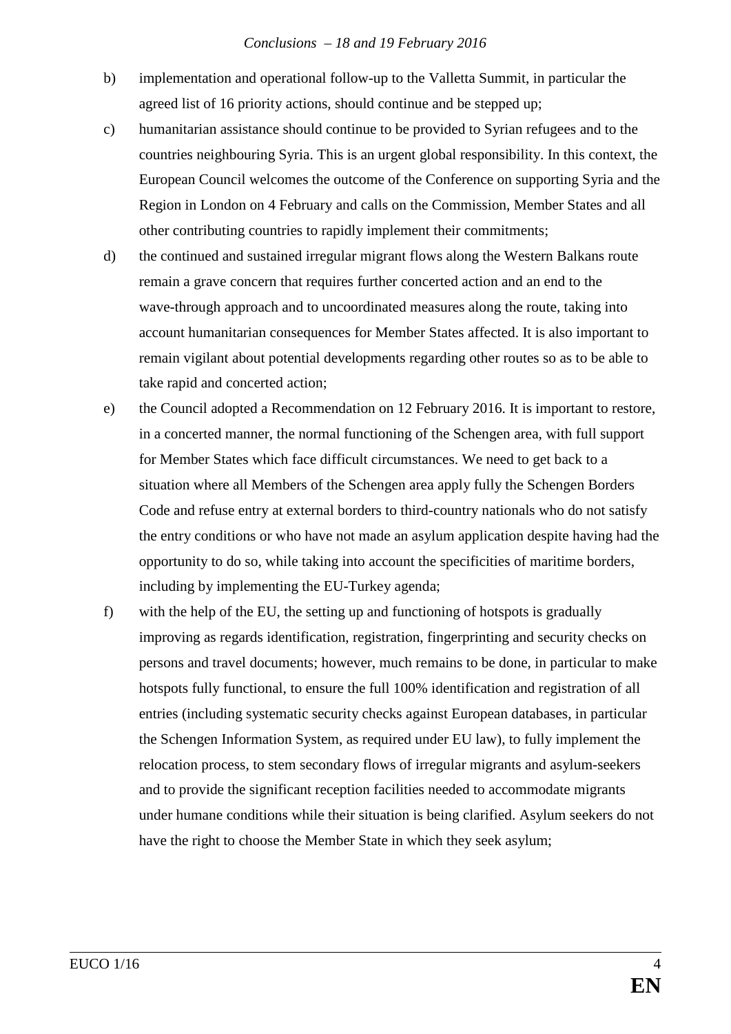b) implementation and operational follow-up to the Valletta Summit, in particular the agreed list of 16 priority actions, should continue and be stepped up;

c) humanitarian assistance should continue to be provided to Syrian refugees and to the countries neighbouring Syria. This is an urgent global responsibility. In this context, the European Council welcomes the outcome of the Conference on supporting Syria and the Region in London on 4 February and calls on the Commission, Member States and all other contributing countries to rapidly implement their commitments;

d) the continued and sustained irregular migrant flows along the Western Balkans route remain a grave concern that requires further concerted action and an end to the wave-through approach and to uncoordinated measures along the route, taking into account humanitarian consequences for Member States affected. It is also important to remain vigilant about potential developments regarding other routes so as to be able to take rapid and concerted action;

e) the Council adopted a Recommendation on 12 February 2016. It is important to restore, in a concerted manner, the normal functioning of the Schengen area, with full support for Member States which face difficult circumstances. We need to get back to a situation where all Members of the Schengen area apply fully the Schengen Borders Code and refuse entry at external borders to third-country nationals who do not satisfy the entry conditions or who have not made an asylum application despite having had the opportunity to do so, while taking into account the specificities of maritime borders, including by implementing the EU-Turkey agenda;

f) with the help of the EU, the setting up and functioning of hotspots is gradually improving as regards identification, registration, fingerprinting and security checks on persons and travel documents; however, much remains to be done, in particular to make hotspots fully functional, to ensure the full 100% identification and registration of all entries (including systematic security checks against European databases, in particular the Schengen Information System, as required under EU law), to fully implement the relocation process, to stem secondary flows of irregular migrants and asylum-seekers and to provide the significant reception facilities needed to accommodate migrants under humane conditions while their situation is being clarified. Asylum seekers do not have the right to choose the Member State in which they seek asylum;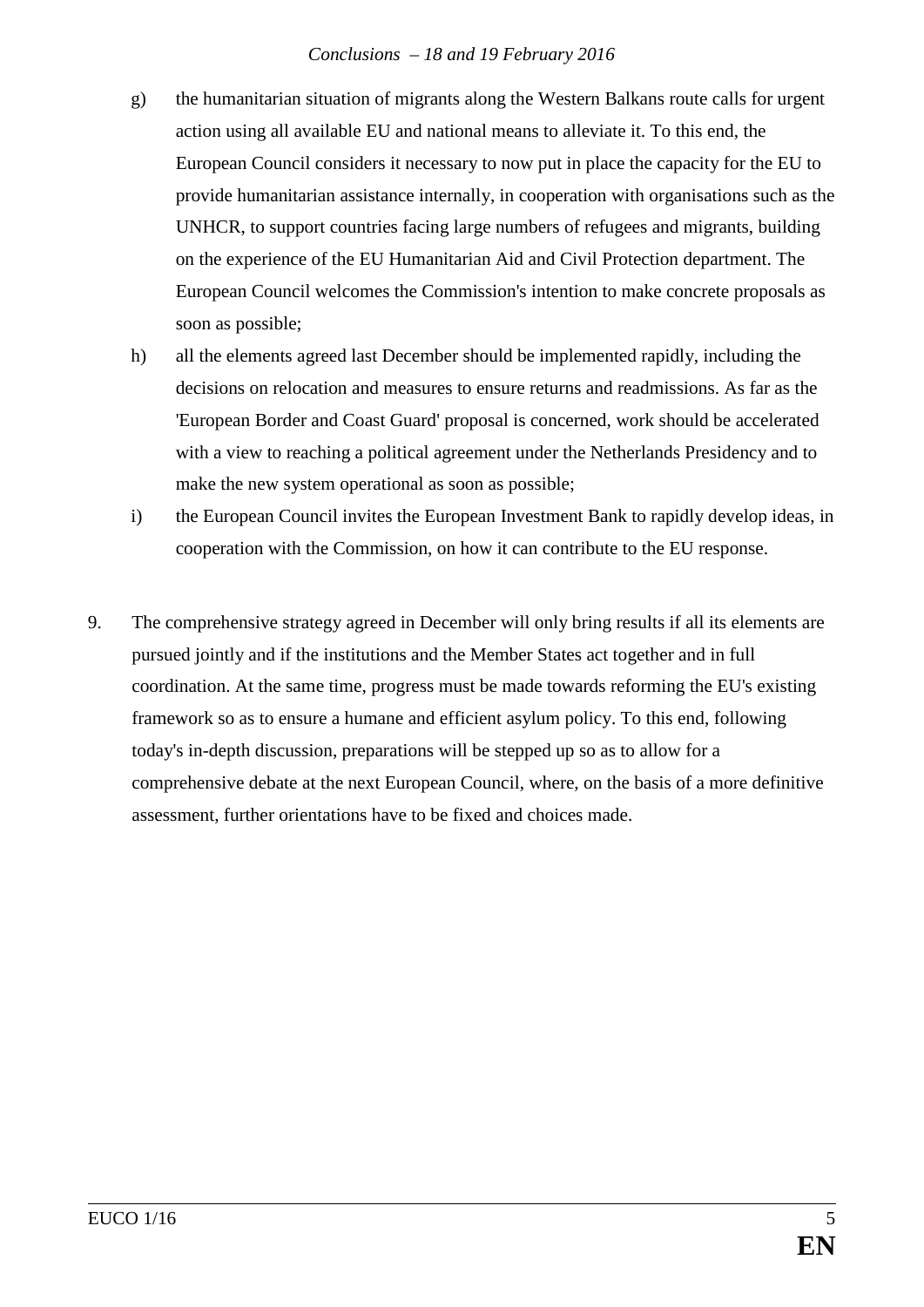g) the humanitarian situation of migrants along the Western Balkans route calls for urgent action using all available EU and national means to alleviate it. To this end, the European Council considers it necessary to now put in place the capacity for the EU to provide humanitarian assistance internally, in cooperation with organisations such as the UNHCR, to support countries facing large numbers of refugees and migrants, building on the experience of the EU Humanitarian Aid and Civil Protection department. The European Council welcomes the Commission's intention to make concrete proposals as soon as possible;

h) all the elements agreed last December should be implemented rapidly, including the decisions on relocation and measures to ensure returns and readmissions. As far as the 'European Border and Coast Guard' proposal is concerned, work should be accelerated with a view to reaching a political agreement under the Netherlands Presidency and to make the new system operational as soon as possible;

i) the European Council invites the European Investment Bank to rapidly develop ideas, in cooperation with the Commission, on how it can contribute to the EU response.

9. The comprehensive strategy agreed in December will only bring results if all its elements are pursued jointly and if the institutions and the Member States act together and in full coordination. At the same time, progress must be made towards reforming the EU's existing framework so as to ensure a humane and efficient asylum policy. To this end, following today's in-depth discussion, preparations will be stepped up so as to allow for a comprehensive debate at the next European Council, where, on the basis of a more definitive assessment, further orientations have to be fixed and choices made.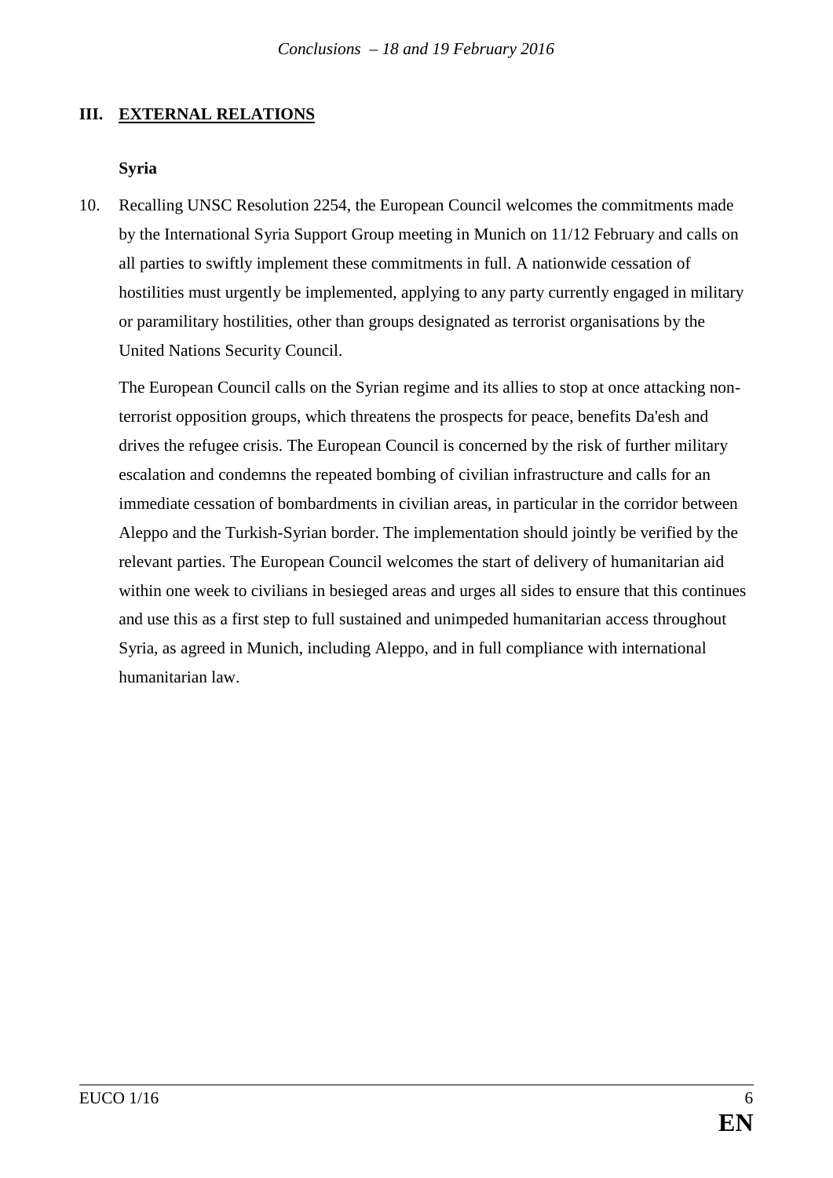## III. EXTERNAL RELATIONS

### Syria

10. Recalling UNSC Resolution 2254, the European Council welcomes the commitments made by the International Syria Support Group meeting in Munich on 11/12 February and calls on all parties to swiftly implement these commitments in full. A nationwide cessation of hostilities must urgently be implemented, applying to any party currently engaged in military or paramilitary hostilities, other than groups designated as terrorist organisations by the United Nations Security Council.

    The European Council calls on the Syrian regime and its allies to stop at once attacking non-terrorist opposition groups, which threatens the prospects for peace, benefits Da'esh and drives the refugee crisis. The European Council is concerned by the risk of further military escalation and condemns the repeated bombing of civilian infrastructure and calls for an immediate cessation of bombardments in civilian areas, in particular in the corridor between Aleppo and the Turkish-Syrian border. The implementation should jointly be verified by the relevant parties. The European Council welcomes the start of delivery of humanitarian aid within one week to civilians in besieged areas and urges all sides to ensure that this continues and use this as a first step to full sustained and unimpeded humanitarian access throughout Syria, as agreed in Munich, including Aleppo, and in full compliance with international humanitarian law.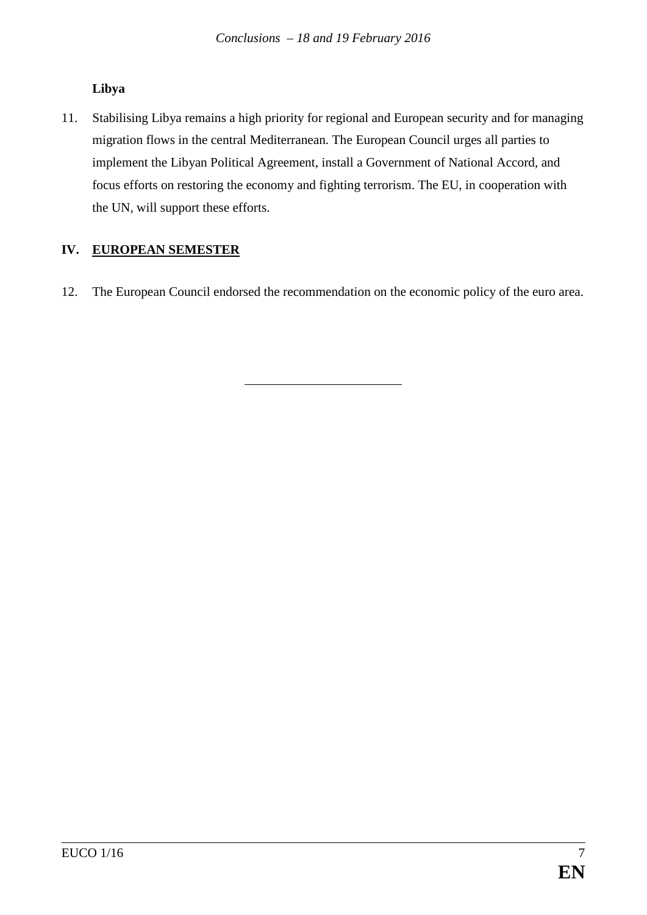**Libya**

11. Stabilising Libya remains a high priority for regional and European security and for managing migration flows in the central Mediterranean. The European Council urges all parties to implement the Libyan Political Agreement, install a Government of National Accord, and focus efforts on restoring the economy and fighting terrorism. The EU, in cooperation with the UN, will support these efforts.

## IV. EUROPEAN SEMESTER

12. The European Council endorsed the recommendation on the economic policy of the euro area.

---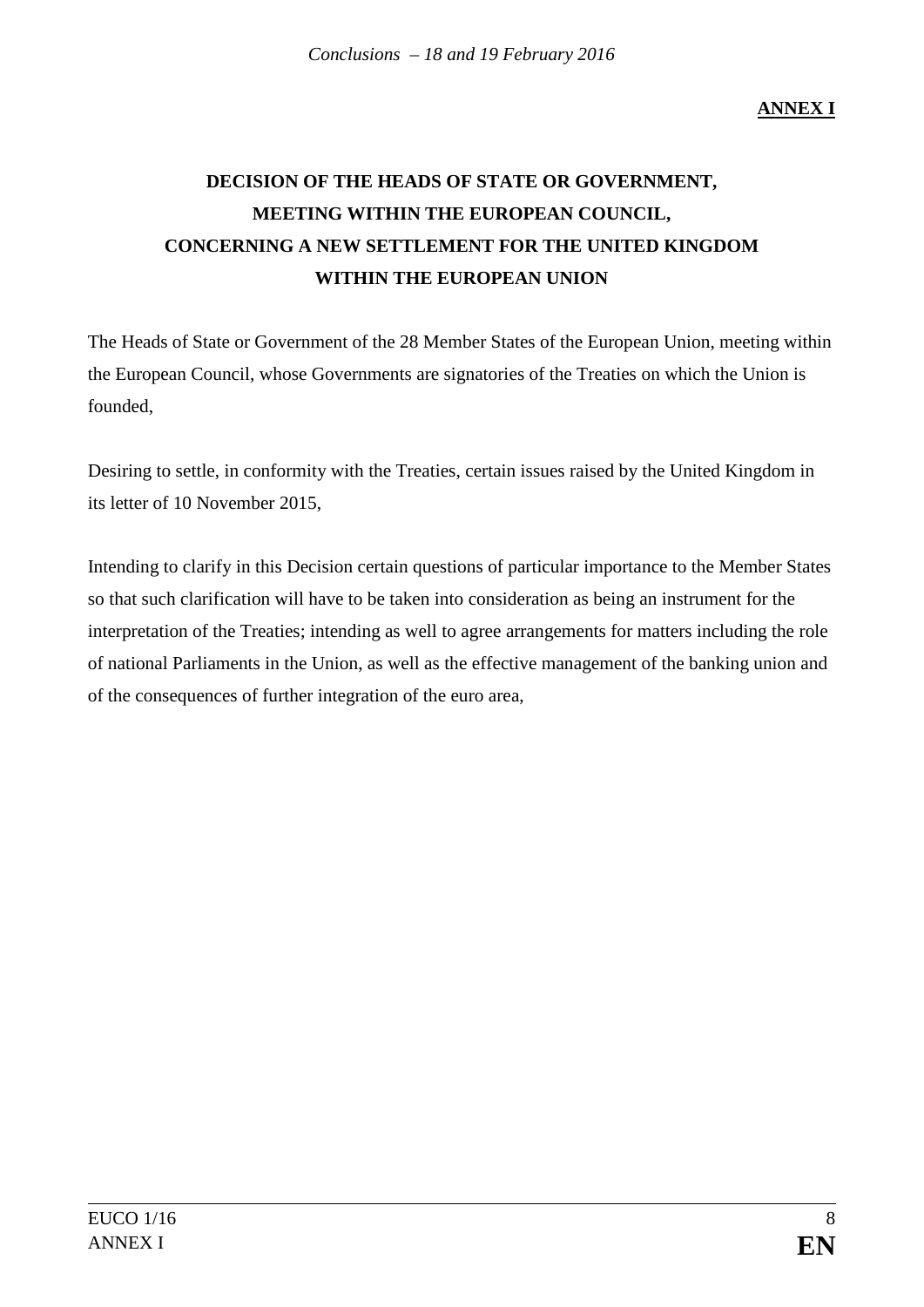**ANNEX I**

# DECISION OF THE HEADS OF STATE OR GOVERNMENT, MEETING WITHIN THE EUROPEAN COUNCIL, CONCERNING A NEW SETTLEMENT FOR THE UNITED KINGDOM WITHIN THE EUROPEAN UNION

The Heads of State or Government of the 28 Member States of the European Union, meeting within the European Council, whose Governments are signatories of the Treaties on which the Union is founded,

Desiring to settle, in conformity with the Treaties, certain issues raised by the United Kingdom in its letter of 10 November 2015,

Intending to clarify in this Decision certain questions of particular importance to the Member States so that such clarification will have to be taken into consideration as being an instrument for the interpretation of the Treaties; intending as well to agree arrangements for matters including the role of national Parliaments in the Union, as well as the effective management of the banking union and of the consequences of further integration of the euro area,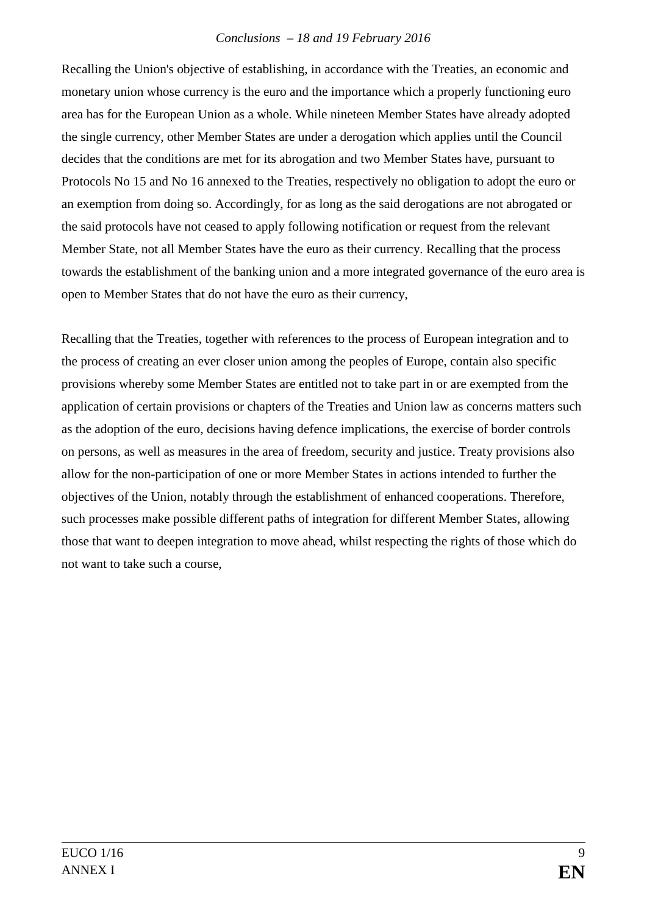Recalling the Union's objective of establishing, in accordance with the Treaties, an economic and monetary union whose currency is the euro and the importance which a properly functioning euro area has for the European Union as a whole. While nineteen Member States have already adopted the single currency, other Member States are under a derogation which applies until the Council decides that the conditions are met for its abrogation and two Member States have, pursuant to Protocols No 15 and No 16 annexed to the Treaties, respectively no obligation to adopt the euro or an exemption from doing so. Accordingly, for as long as the said derogations are not abrogated or the said protocols have not ceased to apply following notification or request from the relevant Member State, not all Member States have the euro as their currency. Recalling that the process towards the establishment of the banking union and a more integrated governance of the euro area is open to Member States that do not have the euro as their currency,

Recalling that the Treaties, together with references to the process of European integration and to the process of creating an ever closer union among the peoples of Europe, contain also specific provisions whereby some Member States are entitled not to take part in or are exempted from the application of certain provisions or chapters of the Treaties and Union law as concerns matters such as the adoption of the euro, decisions having defence implications, the exercise of border controls on persons, as well as measures in the area of freedom, security and justice. Treaty provisions also allow for the non-participation of one or more Member States in actions intended to further the objectives of the Union, notably through the establishment of enhanced cooperations. Therefore, such processes make possible different paths of integration for different Member States, allowing those that want to deepen integration to move ahead, whilst respecting the rights of those which do not want to take such a course,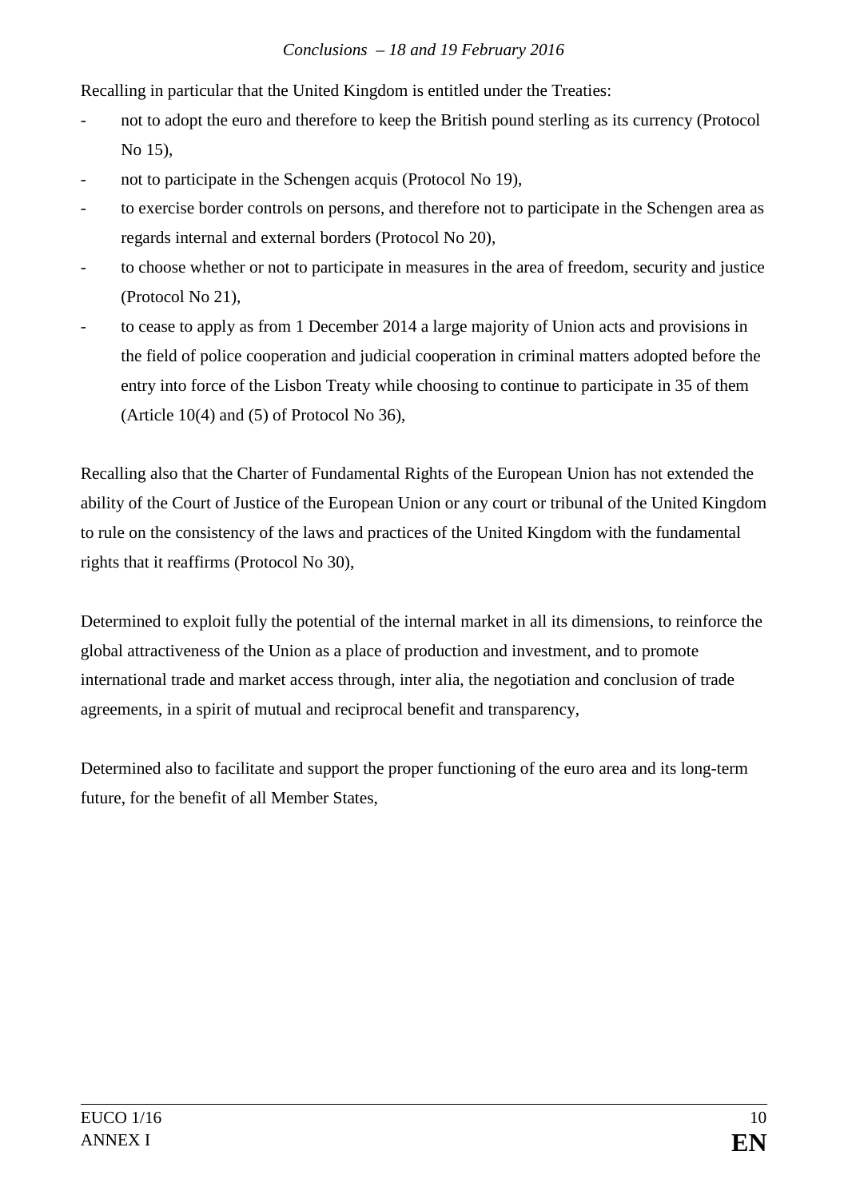Recalling in particular that the United Kingdom is entitled under the Treaties:

- not to adopt the euro and therefore to keep the British pound sterling as its currency (Protocol No 15),
- not to participate in the Schengen acquis (Protocol No 19),
- to exercise border controls on persons, and therefore not to participate in the Schengen area as regards internal and external borders (Protocol No 20),
- to choose whether or not to participate in measures in the area of freedom, security and justice (Protocol No 21),
- to cease to apply as from 1 December 2014 a large majority of Union acts and provisions in the field of police cooperation and judicial cooperation in criminal matters adopted before the entry into force of the Lisbon Treaty while choosing to continue to participate in 35 of them (Article 10(4) and (5) of Protocol No 36),

Recalling also that the Charter of Fundamental Rights of the European Union has not extended the ability of the Court of Justice of the European Union or any court or tribunal of the United Kingdom to rule on the consistency of the laws and practices of the United Kingdom with the fundamental rights that it reaffirms (Protocol No 30),

Determined to exploit fully the potential of the internal market in all its dimensions, to reinforce the global attractiveness of the Union as a place of production and investment, and to promote international trade and market access through, inter alia, the negotiation and conclusion of trade agreements, in a spirit of mutual and reciprocal benefit and transparency,

Determined also to facilitate and support the proper functioning of the euro area and its long-term future, for the benefit of all Member States,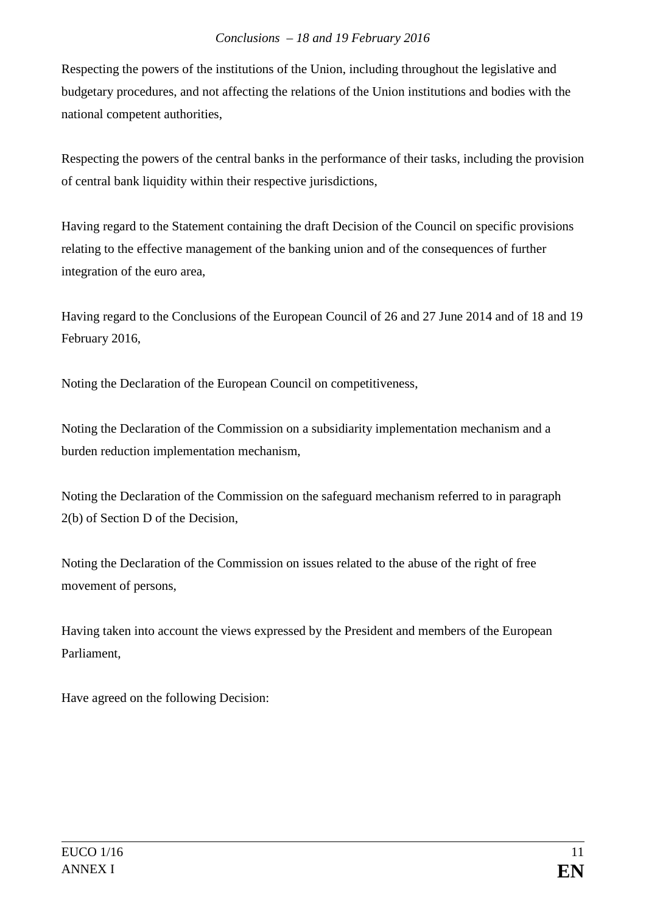Respecting the powers of the institutions of the Union, including throughout the legislative and budgetary procedures, and not affecting the relations of the Union institutions and bodies with the national competent authorities,

Respecting the powers of the central banks in the performance of their tasks, including the provision of central bank liquidity within their respective jurisdictions,

Having regard to the Statement containing the draft Decision of the Council on specific provisions relating to the effective management of the banking union and of the consequences of further integration of the euro area,

Having regard to the Conclusions of the European Council of 26 and 27 June 2014 and of 18 and 19 February 2016,

Noting the Declaration of the European Council on competitiveness,

Noting the Declaration of the Commission on a subsidiarity implementation mechanism and a burden reduction implementation mechanism,

Noting the Declaration of the Commission on the safeguard mechanism referred to in paragraph 2(b) of Section D of the Decision,

Noting the Declaration of the Commission on issues related to the abuse of the right of free movement of persons,

Having taken into account the views expressed by the President and members of the European Parliament,

Have agreed on the following Decision: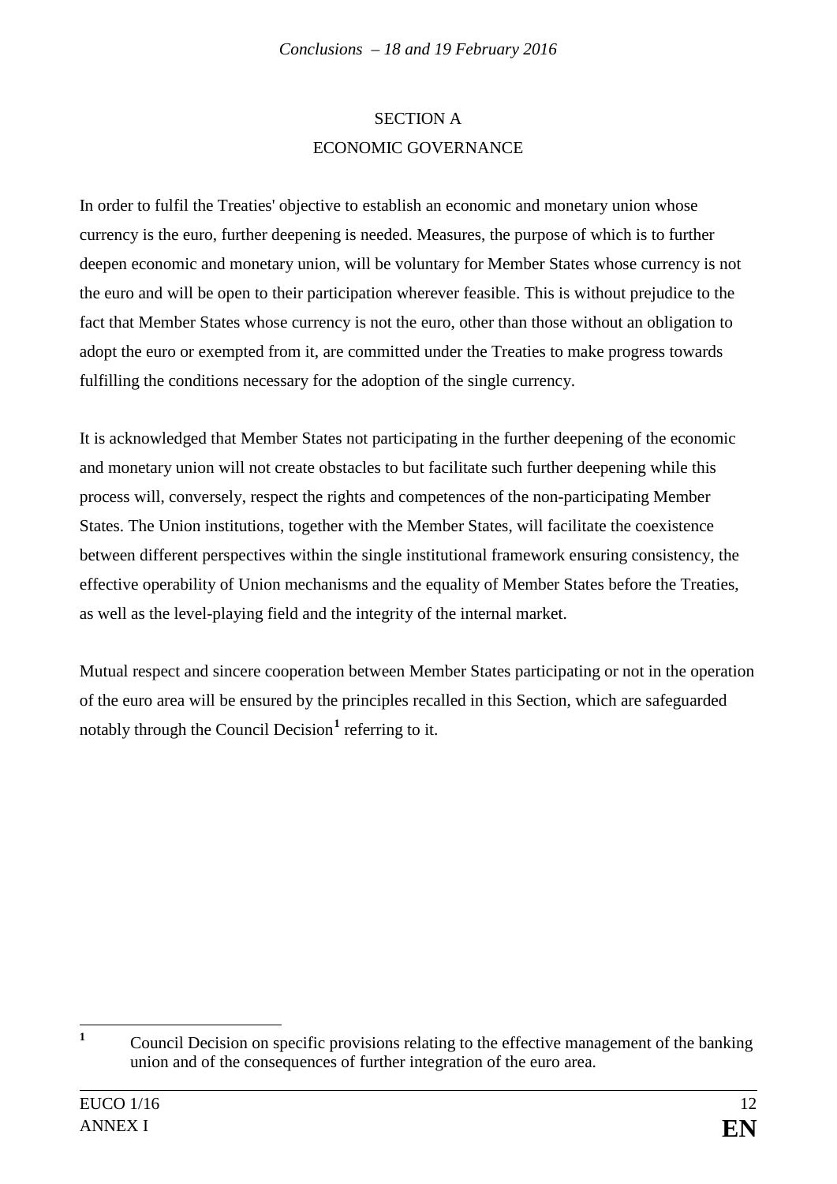## SECTION A
## ECONOMIC GOVERNANCE

In order to fulfil the Treaties' objective to establish an economic and monetary union whose currency is the euro, further deepening is needed. Measures, the purpose of which is to further deepen economic and monetary union, will be voluntary for Member States whose currency is not the euro and will be open to their participation wherever feasible. This is without prejudice to the fact that Member States whose currency is not the euro, other than those without an obligation to adopt the euro or exempted from it, are committed under the Treaties to make progress towards fulfilling the conditions necessary for the adoption of the single currency.

It is acknowledged that Member States not participating in the further deepening of the economic and monetary union will not create obstacles to but facilitate such further deepening while this process will, conversely, respect the rights and competences of the non-participating Member States. The Union institutions, together with the Member States, will facilitate the coexistence between different perspectives within the single institutional framework ensuring consistency, the effective operability of Union mechanisms and the equality of Member States before the Treaties, as well as the level-playing field and the integrity of the internal market.

Mutual respect and sincere cooperation between Member States participating or not in the operation of the euro area will be ensured by the principles recalled in this Section, which are safeguarded notably through the Council Decision[1] referring to it.

[1] Council Decision on specific provisions relating to the effective management of the banking union and of the consequences of further integration of the euro area.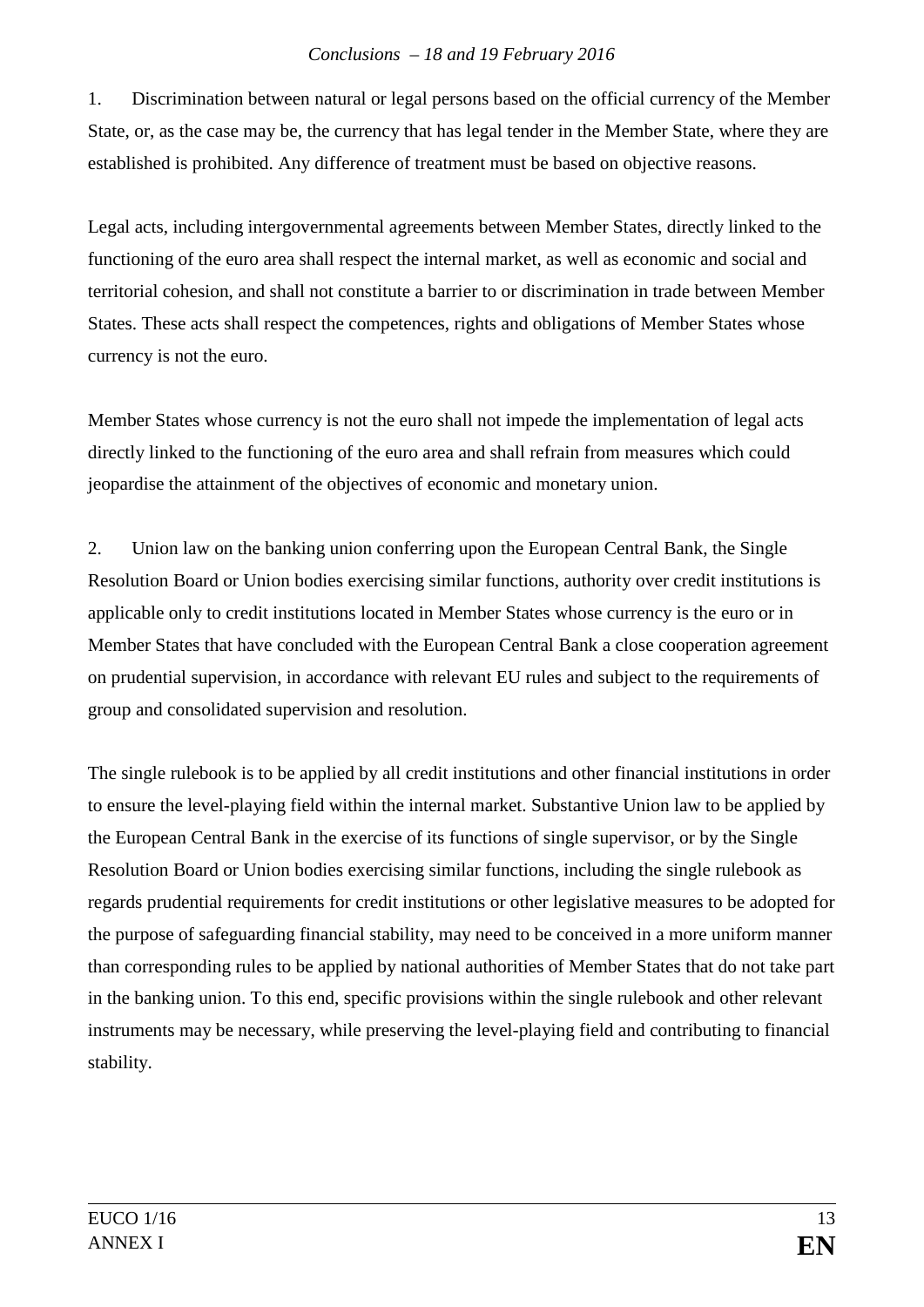1. Discrimination between natural or legal persons based on the official currency of the Member State, or, as the case may be, the currency that has legal tender in the Member State, where they are established is prohibited. Any difference of treatment must be based on objective reasons.

Legal acts, including intergovernmental agreements between Member States, directly linked to the functioning of the euro area shall respect the internal market, as well as economic and social and territorial cohesion, and shall not constitute a barrier to or discrimination in trade between Member States. These acts shall respect the competences, rights and obligations of Member States whose currency is not the euro.

Member States whose currency is not the euro shall not impede the implementation of legal acts directly linked to the functioning of the euro area and shall refrain from measures which could jeopardise the attainment of the objectives of economic and monetary union.

2. Union law on the banking union conferring upon the European Central Bank, the Single Resolution Board or Union bodies exercising similar functions, authority over credit institutions is applicable only to credit institutions located in Member States whose currency is the euro or in Member States that have concluded with the European Central Bank a close cooperation agreement on prudential supervision, in accordance with relevant EU rules and subject to the requirements of group and consolidated supervision and resolution.

The single rulebook is to be applied by all credit institutions and other financial institutions in order to ensure the level-playing field within the internal market. Substantive Union law to be applied by the European Central Bank in the exercise of its functions of single supervisor, or by the Single Resolution Board or Union bodies exercising similar functions, including the single rulebook as regards prudential requirements for credit institutions or other legislative measures to be adopted for the purpose of safeguarding financial stability, may need to be conceived in a more uniform manner than corresponding rules to be applied by national authorities of Member States that do not take part in the banking union. To this end, specific provisions within the single rulebook and other relevant instruments may be necessary, while preserving the level-playing field and contributing to financial stability.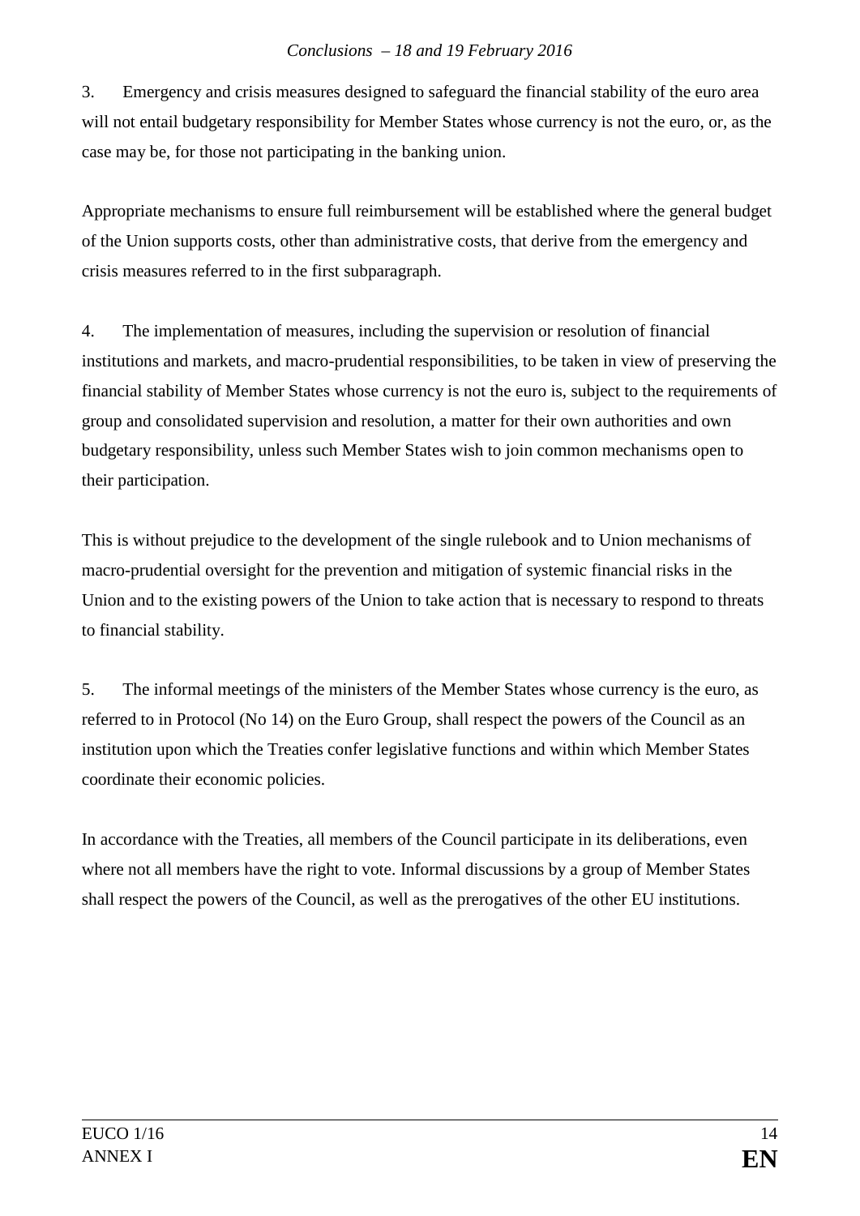3. Emergency and crisis measures designed to safeguard the financial stability of the euro area will not entail budgetary responsibility for Member States whose currency is not the euro, or, as the case may be, for those not participating in the banking union.

Appropriate mechanisms to ensure full reimbursement will be established where the general budget of the Union supports costs, other than administrative costs, that derive from the emergency and crisis measures referred to in the first subparagraph.

4. The implementation of measures, including the supervision or resolution of financial institutions and markets, and macro-prudential responsibilities, to be taken in view of preserving the financial stability of Member States whose currency is not the euro is, subject to the requirements of group and consolidated supervision and resolution, a matter for their own authorities and own budgetary responsibility, unless such Member States wish to join common mechanisms open to their participation.

This is without prejudice to the development of the single rulebook and to Union mechanisms of macro-prudential oversight for the prevention and mitigation of systemic financial risks in the Union and to the existing powers of the Union to take action that is necessary to respond to threats to financial stability.

5. The informal meetings of the ministers of the Member States whose currency is the euro, as referred to in Protocol (No 14) on the Euro Group, shall respect the powers of the Council as an institution upon which the Treaties confer legislative functions and within which Member States coordinate their economic policies.

In accordance with the Treaties, all members of the Council participate in its deliberations, even where not all members have the right to vote. Informal discussions by a group of Member States shall respect the powers of the Council, as well as the prerogatives of the other EU institutions.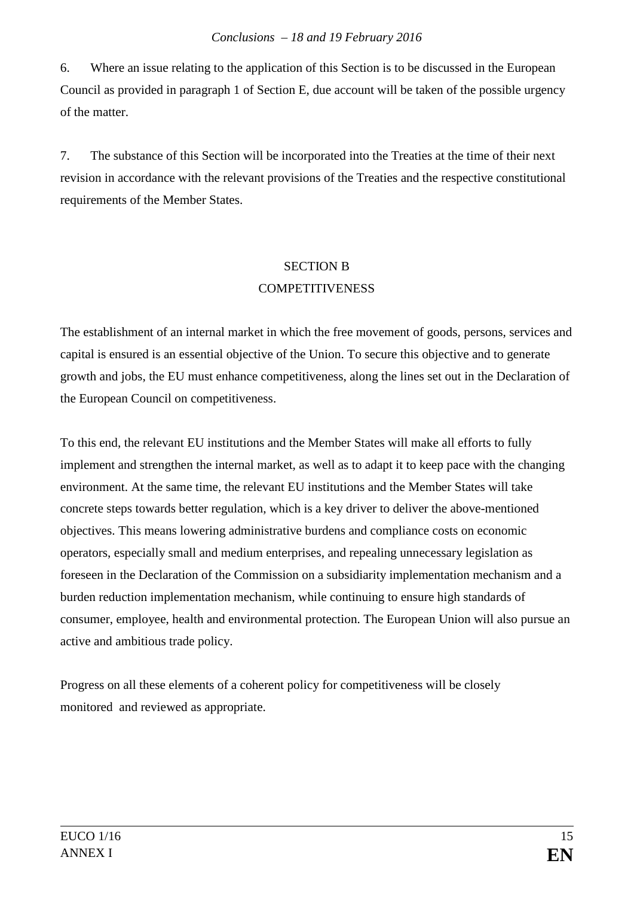6. Where an issue relating to the application of this Section is to be discussed in the European Council as provided in paragraph 1 of Section E, due account will be taken of the possible urgency of the matter.

7. The substance of this Section will be incorporated into the Treaties at the time of their next revision in accordance with the relevant provisions of the Treaties and the respective constitutional requirements of the Member States.

## SECTION B
## COMPETITIVENESS

The establishment of an internal market in which the free movement of goods, persons, services and capital is ensured is an essential objective of the Union. To secure this objective and to generate growth and jobs, the EU must enhance competitiveness, along the lines set out in the Declaration of the European Council on competitiveness.

To this end, the relevant EU institutions and the Member States will make all efforts to fully implement and strengthen the internal market, as well as to adapt it to keep pace with the changing environment. At the same time, the relevant EU institutions and the Member States will take concrete steps towards better regulation, which is a key driver to deliver the above-mentioned objectives. This means lowering administrative burdens and compliance costs on economic operators, especially small and medium enterprises, and repealing unnecessary legislation as foreseen in the Declaration of the Commission on a subsidiarity implementation mechanism and a burden reduction implementation mechanism, while continuing to ensure high standards of consumer, employee, health and environmental protection. The European Union will also pursue an active and ambitious trade policy.

Progress on all these elements of a coherent policy for competitiveness will be closely monitored and reviewed as appropriate.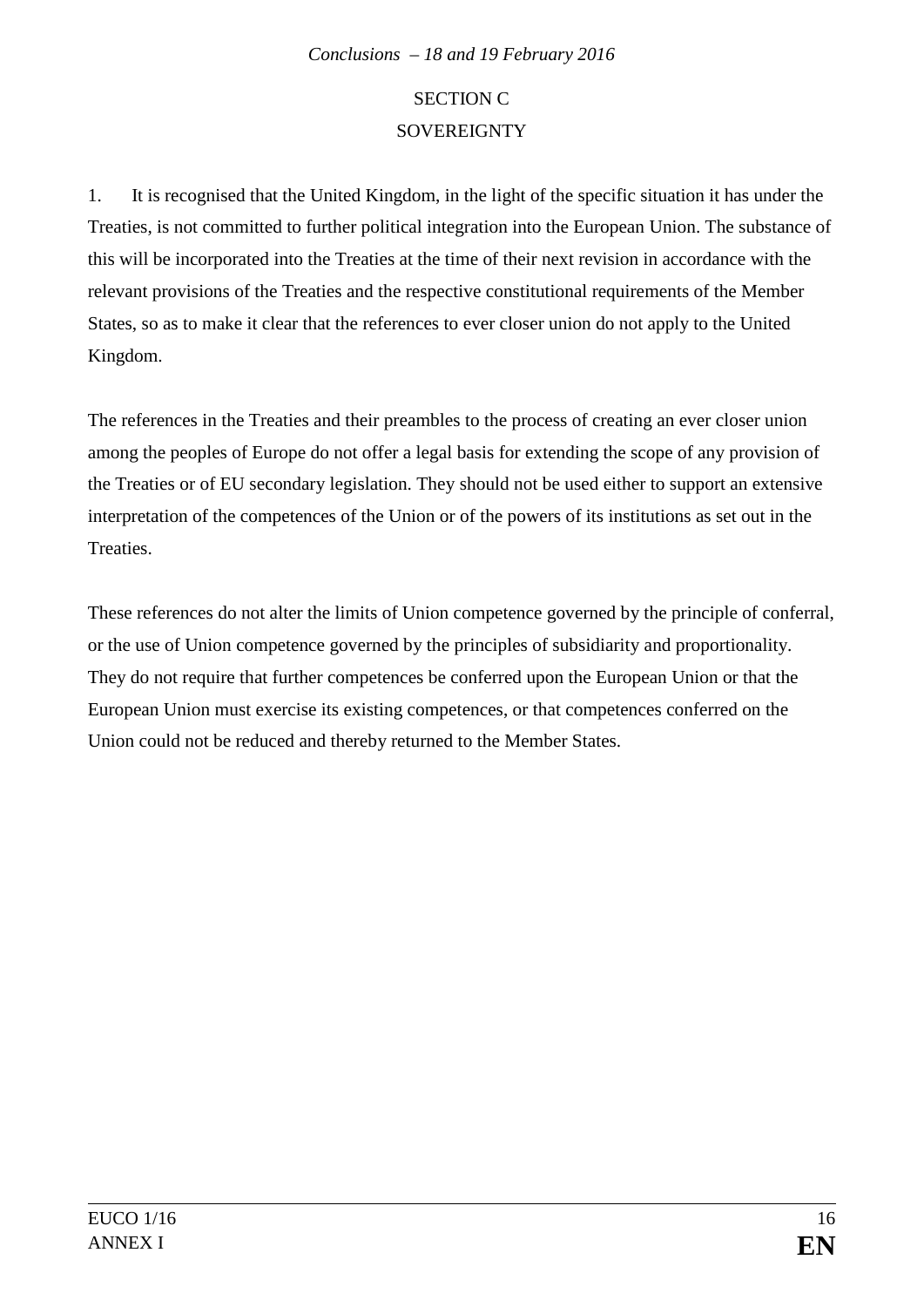## SECTION C
## SOVEREIGNTY

1. It is recognised that the United Kingdom, in the light of the specific situation it has under the Treaties, is not committed to further political integration into the European Union. The substance of this will be incorporated into the Treaties at the time of their next revision in accordance with the relevant provisions of the Treaties and the respective constitutional requirements of the Member States, so as to make it clear that the references to ever closer union do not apply to the United Kingdom.

The references in the Treaties and their preambles to the process of creating an ever closer union among the peoples of Europe do not offer a legal basis for extending the scope of any provision of the Treaties or of EU secondary legislation. They should not be used either to support an extensive interpretation of the competences of the Union or of the powers of its institutions as set out in the Treaties.

These references do not alter the limits of Union competence governed by the principle of conferral, or the use of Union competence governed by the principles of subsidiarity and proportionality. They do not require that further competences be conferred upon the European Union or that the European Union must exercise its existing competences, or that competences conferred on the Union could not be reduced and thereby returned to the Member States.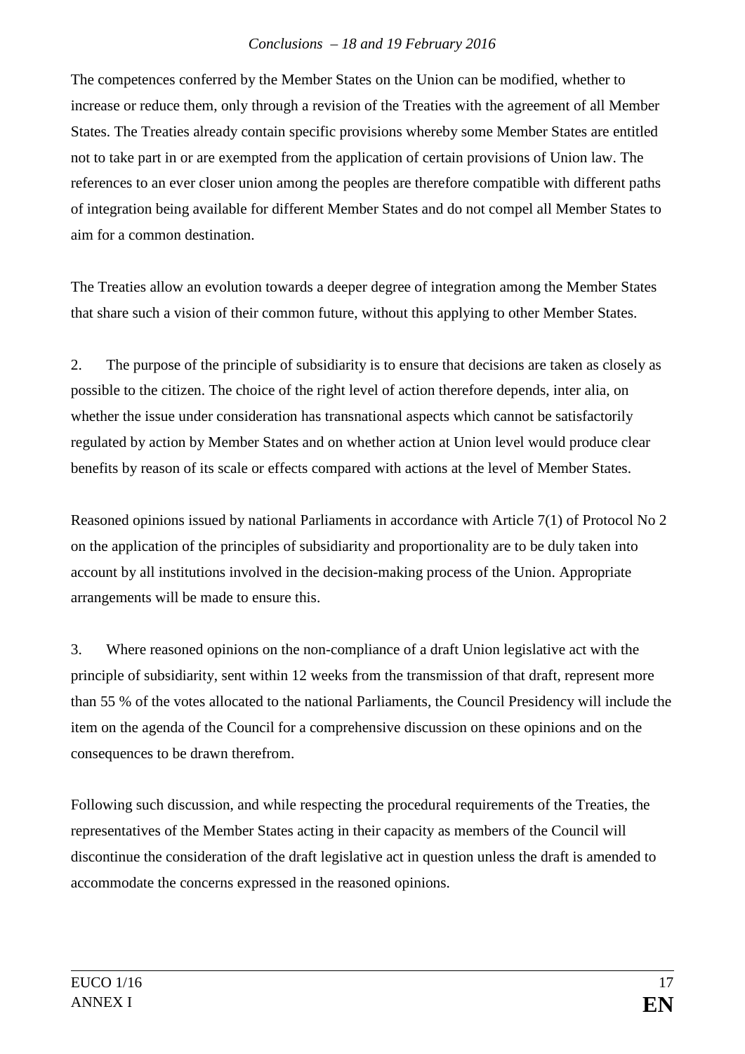The competences conferred by the Member States on the Union can be modified, whether to increase or reduce them, only through a revision of the Treaties with the agreement of all Member States. The Treaties already contain specific provisions whereby some Member States are entitled not to take part in or are exempted from the application of certain provisions of Union law. The references to an ever closer union among the peoples are therefore compatible with different paths of integration being available for different Member States and do not compel all Member States to aim for a common destination.

The Treaties allow an evolution towards a deeper degree of integration among the Member States that share such a vision of their common future, without this applying to other Member States.

2. The purpose of the principle of subsidiarity is to ensure that decisions are taken as closely as possible to the citizen. The choice of the right level of action therefore depends, inter alia, on whether the issue under consideration has transnational aspects which cannot be satisfactorily regulated by action by Member States and on whether action at Union level would produce clear benefits by reason of its scale or effects compared with actions at the level of Member States.

Reasoned opinions issued by national Parliaments in accordance with Article 7(1) of Protocol No 2 on the application of the principles of subsidiarity and proportionality are to be duly taken into account by all institutions involved in the decision-making process of the Union. Appropriate arrangements will be made to ensure this.

3. Where reasoned opinions on the non-compliance of a draft Union legislative act with the principle of subsidiarity, sent within 12 weeks from the transmission of that draft, represent more than 55 % of the votes allocated to the national Parliaments, the Council Presidency will include the item on the agenda of the Council for a comprehensive discussion on these opinions and on the consequences to be drawn therefrom.

Following such discussion, and while respecting the procedural requirements of the Treaties, the representatives of the Member States acting in their capacity as members of the Council will discontinue the consideration of the draft legislative act in question unless the draft is amended to accommodate the concerns expressed in the reasoned opinions.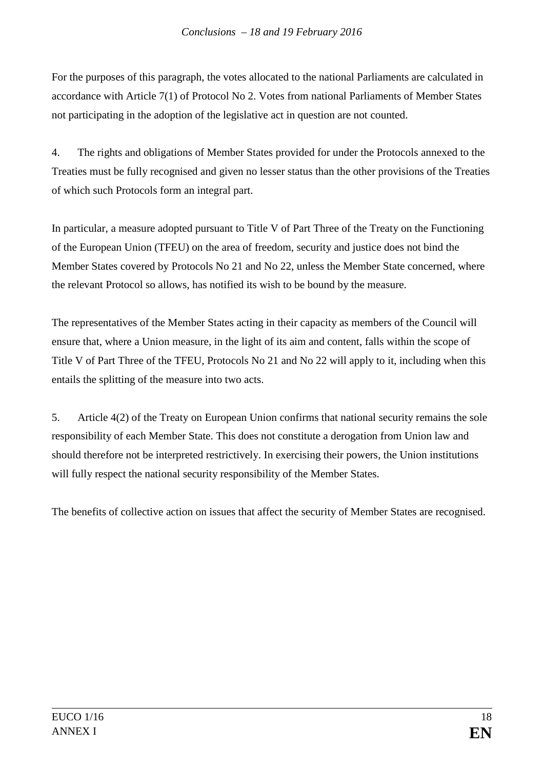For the purposes of this paragraph, the votes allocated to the national Parliaments are calculated in accordance with Article 7(1) of Protocol No 2. Votes from national Parliaments of Member States not participating in the adoption of the legislative act in question are not counted.

4. The rights and obligations of Member States provided for under the Protocols annexed to the Treaties must be fully recognised and given no lesser status than the other provisions of the Treaties of which such Protocols form an integral part.

In particular, a measure adopted pursuant to Title V of Part Three of the Treaty on the Functioning of the European Union (TFEU) on the area of freedom, security and justice does not bind the Member States covered by Protocols No 21 and No 22, unless the Member State concerned, where the relevant Protocol so allows, has notified its wish to be bound by the measure.

The representatives of the Member States acting in their capacity as members of the Council will ensure that, where a Union measure, in the light of its aim and content, falls within the scope of Title V of Part Three of the TFEU, Protocols No 21 and No 22 will apply to it, including when this entails the splitting of the measure into two acts.

5. Article 4(2) of the Treaty on European Union confirms that national security remains the sole responsibility of each Member State. This does not constitute a derogation from Union law and should therefore not be interpreted restrictively. In exercising their powers, the Union institutions will fully respect the national security responsibility of the Member States.

The benefits of collective action on issues that affect the security of Member States are recognised.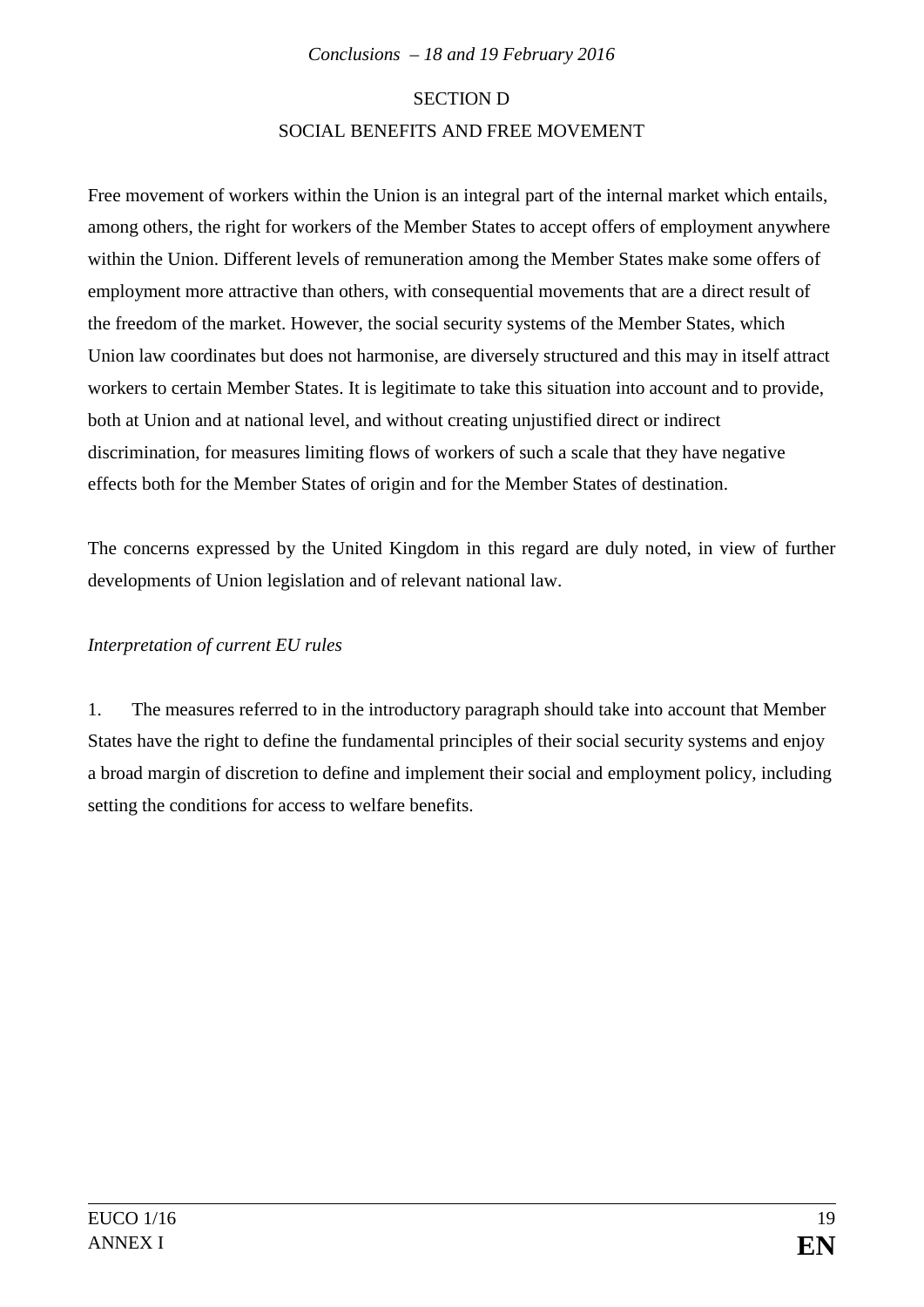## SECTION D

## SOCIAL BENEFITS AND FREE MOVEMENT

Free movement of workers within the Union is an integral part of the internal market which entails, among others, the right for workers of the Member States to accept offers of employment anywhere within the Union. Different levels of remuneration among the Member States make some offers of employment more attractive than others, with consequential movements that are a direct result of the freedom of the market. However, the social security systems of the Member States, which Union law coordinates but does not harmonise, are diversely structured and this may in itself attract workers to certain Member States. It is legitimate to take this situation into account and to provide, both at Union and at national level, and without creating unjustified direct or indirect discrimination, for measures limiting flows of workers of such a scale that they have negative effects both for the Member States of origin and for the Member States of destination.

The concerns expressed by the United Kingdom in this regard are duly noted, in view of further developments of Union legislation and of relevant national law.

*Interpretation of current EU rules*

1. The measures referred to in the introductory paragraph should take into account that Member States have the right to define the fundamental principles of their social security systems and enjoy a broad margin of discretion to define and implement their social and employment policy, including setting the conditions for access to welfare benefits.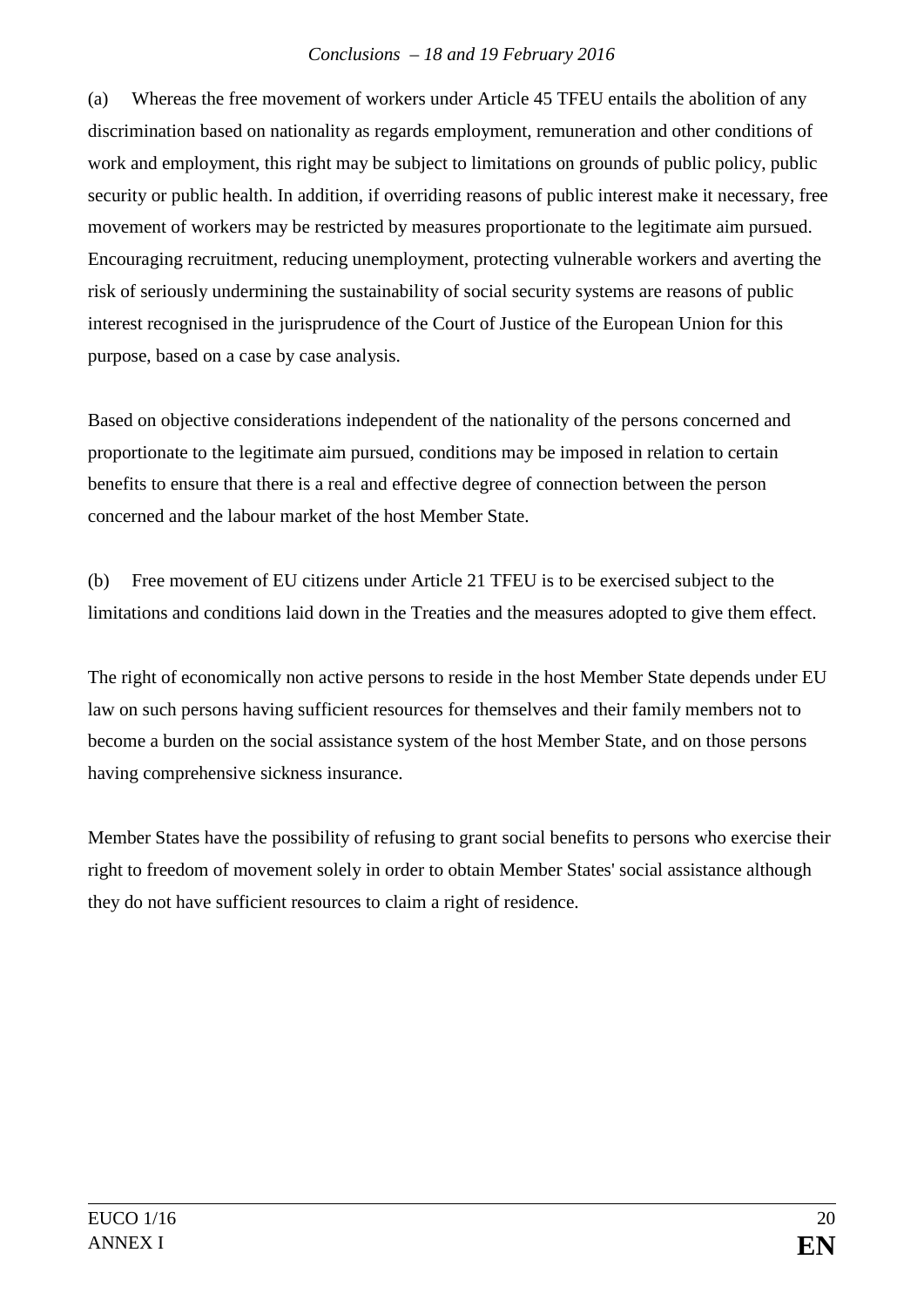(a) Whereas the free movement of workers under Article 45 TFEU entails the abolition of any discrimination based on nationality as regards employment, remuneration and other conditions of work and employment, this right may be subject to limitations on grounds of public policy, public security or public health. In addition, if overriding reasons of public interest make it necessary, free movement of workers may be restricted by measures proportionate to the legitimate aim pursued. Encouraging recruitment, reducing unemployment, protecting vulnerable workers and averting the risk of seriously undermining the sustainability of social security systems are reasons of public interest recognised in the jurisprudence of the Court of Justice of the European Union for this purpose, based on a case by case analysis.

Based on objective considerations independent of the nationality of the persons concerned and proportionate to the legitimate aim pursued, conditions may be imposed in relation to certain benefits to ensure that there is a real and effective degree of connection between the person concerned and the labour market of the host Member State.

(b) Free movement of EU citizens under Article 21 TFEU is to be exercised subject to the limitations and conditions laid down in the Treaties and the measures adopted to give them effect.

The right of economically non active persons to reside in the host Member State depends under EU law on such persons having sufficient resources for themselves and their family members not to become a burden on the social assistance system of the host Member State, and on those persons having comprehensive sickness insurance.

Member States have the possibility of refusing to grant social benefits to persons who exercise their right to freedom of movement solely in order to obtain Member States' social assistance although they do not have sufficient resources to claim a right of residence.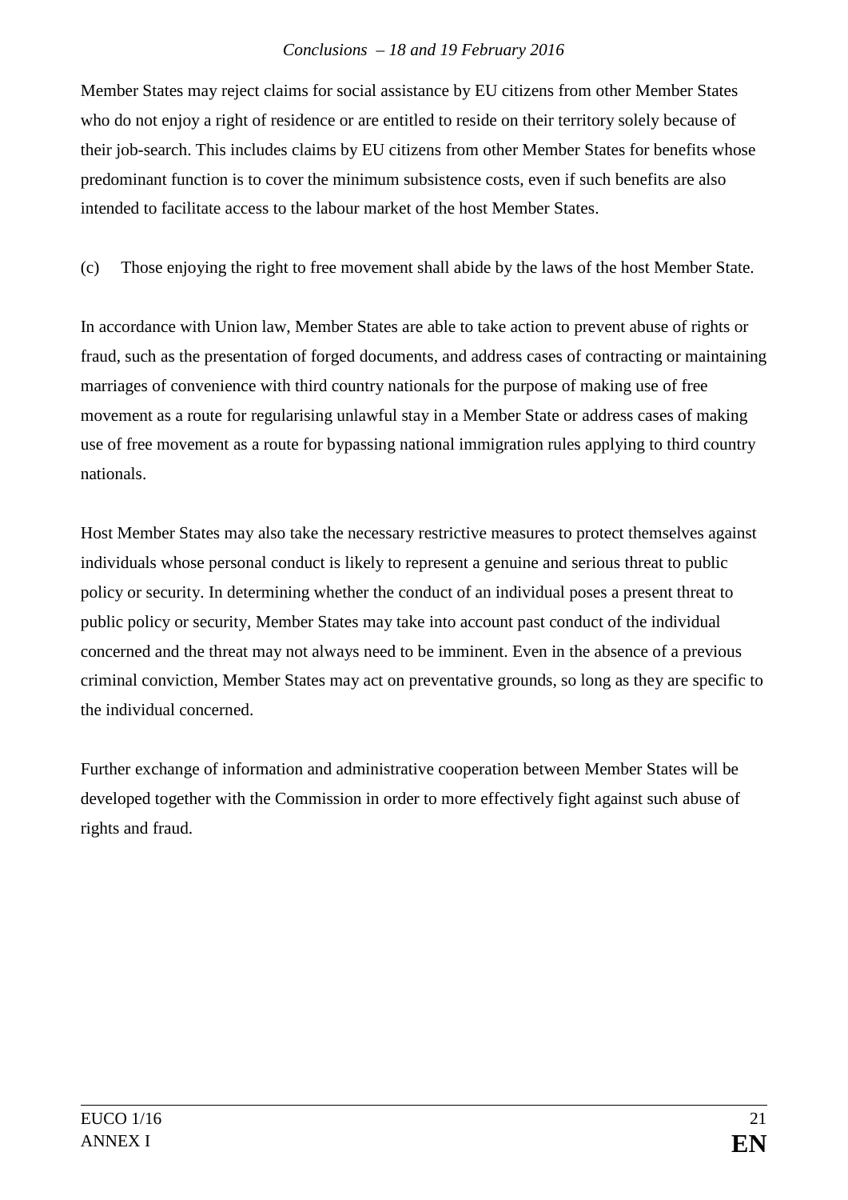Member States may reject claims for social assistance by EU citizens from other Member States who do not enjoy a right of residence or are entitled to reside on their territory solely because of their job-search. This includes claims by EU citizens from other Member States for benefits whose predominant function is to cover the minimum subsistence costs, even if such benefits are also intended to facilitate access to the labour market of the host Member States.

(c) Those enjoying the right to free movement shall abide by the laws of the host Member State.

In accordance with Union law, Member States are able to take action to prevent abuse of rights or fraud, such as the presentation of forged documents, and address cases of contracting or maintaining marriages of convenience with third country nationals for the purpose of making use of free movement as a route for regularising unlawful stay in a Member State or address cases of making use of free movement as a route for bypassing national immigration rules applying to third country nationals.

Host Member States may also take the necessary restrictive measures to protect themselves against individuals whose personal conduct is likely to represent a genuine and serious threat to public policy or security. In determining whether the conduct of an individual poses a present threat to public policy or security, Member States may take into account past conduct of the individual concerned and the threat may not always need to be imminent. Even in the absence of a previous criminal conviction, Member States may act on preventative grounds, so long as they are specific to the individual concerned.

Further exchange of information and administrative cooperation between Member States will be developed together with the Commission in order to more effectively fight against such abuse of rights and fraud.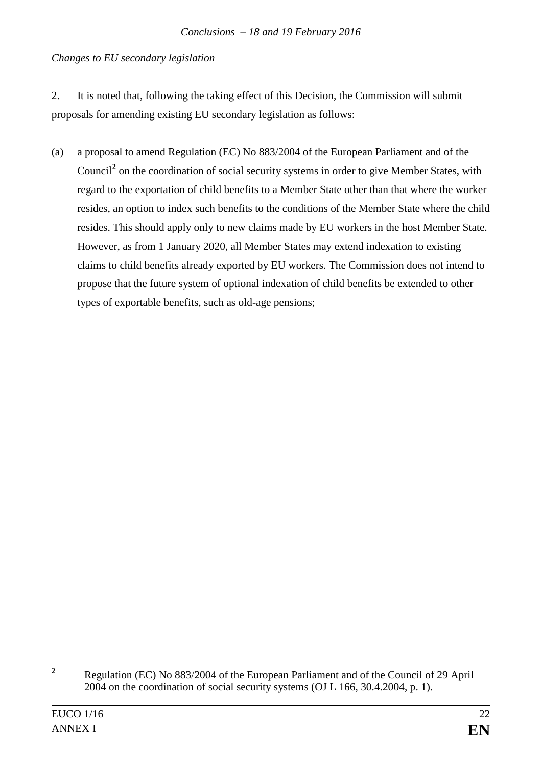*Changes to EU secondary legislation*

2. It is noted that, following the taking effect of this Decision, the Commission will submit proposals for amending existing EU secondary legislation as follows:

(a) a proposal to amend Regulation (EC) No 883/2004 of the European Parliament and of the Council[2] on the coordination of social security systems in order to give Member States, with regard to the exportation of child benefits to a Member State other than that where the worker resides, an option to index such benefits to the conditions of the Member State where the child resides. This should apply only to new claims made by EU workers in the host Member State. However, as from 1 January 2020, all Member States may extend indexation to existing claims to child benefits already exported by EU workers. The Commission does not intend to propose that the future system of optional indexation of child benefits be extended to other types of exportable benefits, such as old-age pensions;

---

[2] Regulation (EC) No 883/2004 of the European Parliament and of the Council of 29 April 2004 on the coordination of social security systems (OJ L 166, 30.4.2004, p. 1).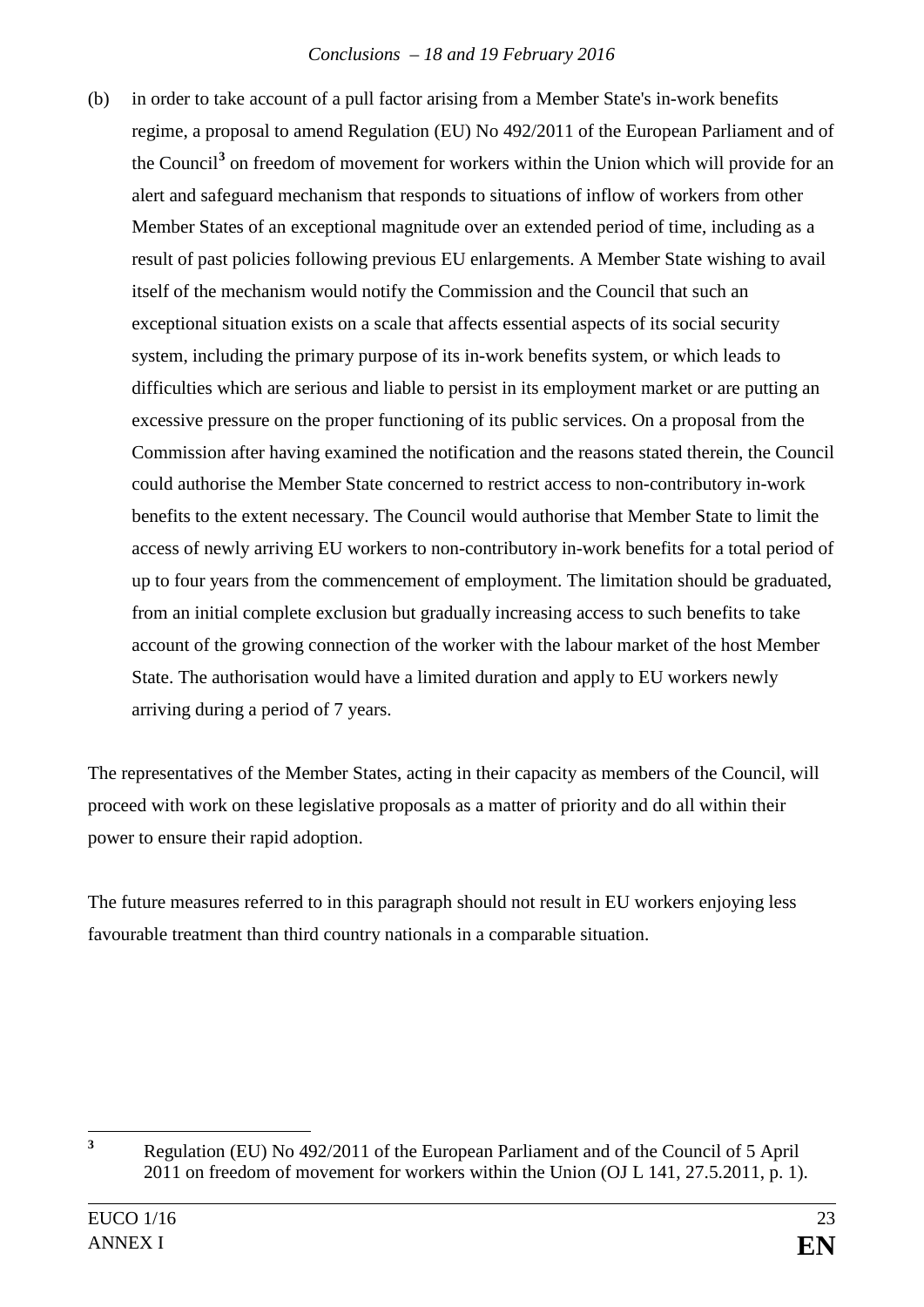(b) in order to take account of a pull factor arising from a Member State's in-work benefits regime, a proposal to amend Regulation (EU) No 492/2011 of the European Parliament and of the Council[3] on freedom of movement for workers within the Union which will provide for an alert and safeguard mechanism that responds to situations of inflow of workers from other Member States of an exceptional magnitude over an extended period of time, including as a result of past policies following previous EU enlargements. A Member State wishing to avail itself of the mechanism would notify the Commission and the Council that such an exceptional situation exists on a scale that affects essential aspects of its social security system, including the primary purpose of its in-work benefits system, or which leads to difficulties which are serious and liable to persist in its employment market or are putting an excessive pressure on the proper functioning of its public services. On a proposal from the Commission after having examined the notification and the reasons stated therein, the Council could authorise the Member State concerned to restrict access to non-contributory in-work benefits to the extent necessary. The Council would authorise that Member State to limit the access of newly arriving EU workers to non-contributory in-work benefits for a total period of up to four years from the commencement of employment. The limitation should be graduated, from an initial complete exclusion but gradually increasing access to such benefits to take account of the growing connection of the worker with the labour market of the host Member State. The authorisation would have a limited duration and apply to EU workers newly arriving during a period of 7 years.

The representatives of the Member States, acting in their capacity as members of the Council, will proceed with work on these legislative proposals as a matter of priority and do all within their power to ensure their rapid adoption.

The future measures referred to in this paragraph should not result in EU workers enjoying less favourable treatment than third country nationals in a comparable situation.

[3] Regulation (EU) No 492/2011 of the European Parliament and of the Council of 5 April 2011 on freedom of movement for workers within the Union (OJ L 141, 27.5.2011, p. 1).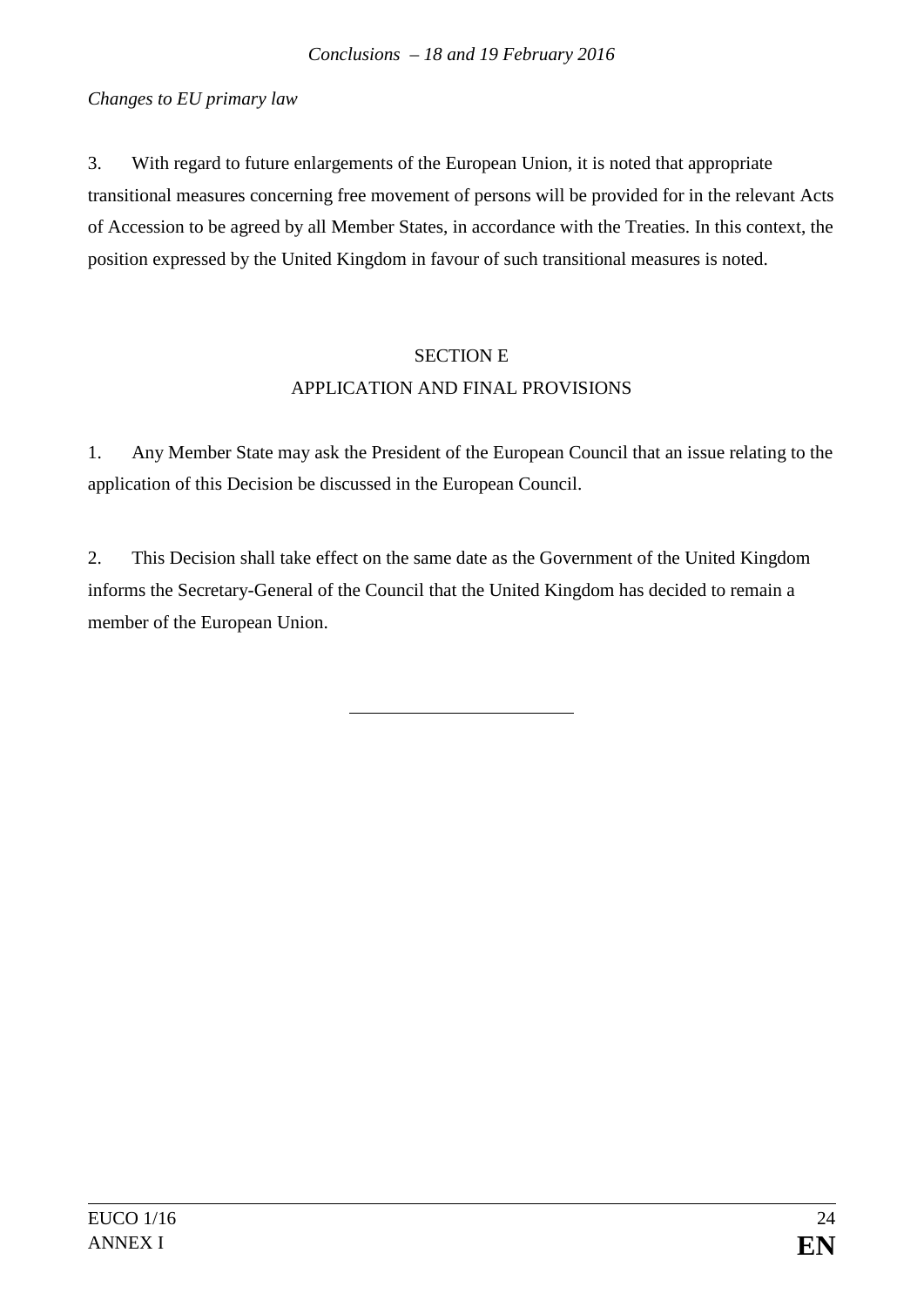*Changes to EU primary law*

3. With regard to future enlargements of the European Union, it is noted that appropriate transitional measures concerning free movement of persons will be provided for in the relevant Acts of Accession to be agreed by all Member States, in accordance with the Treaties. In this context, the position expressed by the United Kingdom in favour of such transitional measures is noted.

## SECTION E
## APPLICATION AND FINAL PROVISIONS

1. Any Member State may ask the President of the European Council that an issue relating to the application of this Decision be discussed in the European Council.

2. This Decision shall take effect on the same date as the Government of the United Kingdom informs the Secretary-General of the Council that the United Kingdom has decided to remain a member of the European Union.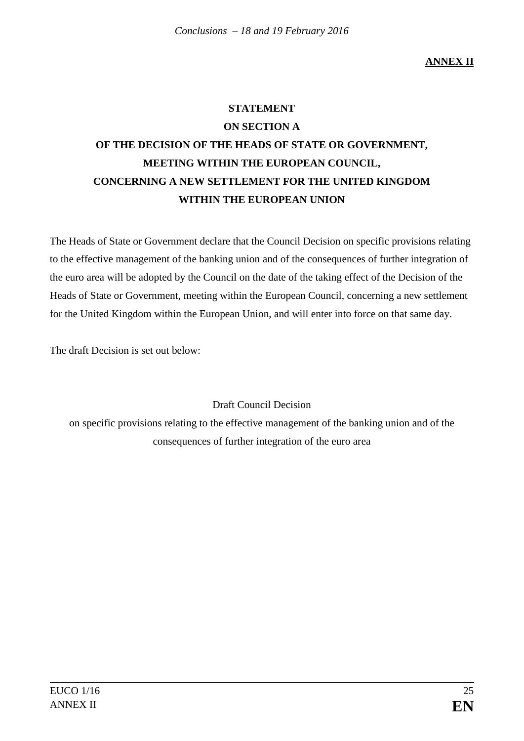**ANNEX II**

# STATEMENT ON SECTION A OF THE DECISION OF THE HEADS OF STATE OR GOVERNMENT, MEETING WITHIN THE EUROPEAN COUNCIL, CONCERNING A NEW SETTLEMENT FOR THE UNITED KINGDOM WITHIN THE EUROPEAN UNION

The Heads of State or Government declare that the Council Decision on specific provisions relating to the effective management of the banking union and of the consequences of further integration of the euro area will be adopted by the Council on the date of the taking effect of the Decision of the Heads of State or Government, meeting within the European Council, concerning a new settlement for the United Kingdom within the European Union, and will enter into force on that same day.

The draft Decision is set out below:

Draft Council Decision

on specific provisions relating to the effective management of the banking union and of the consequences of further integration of the euro area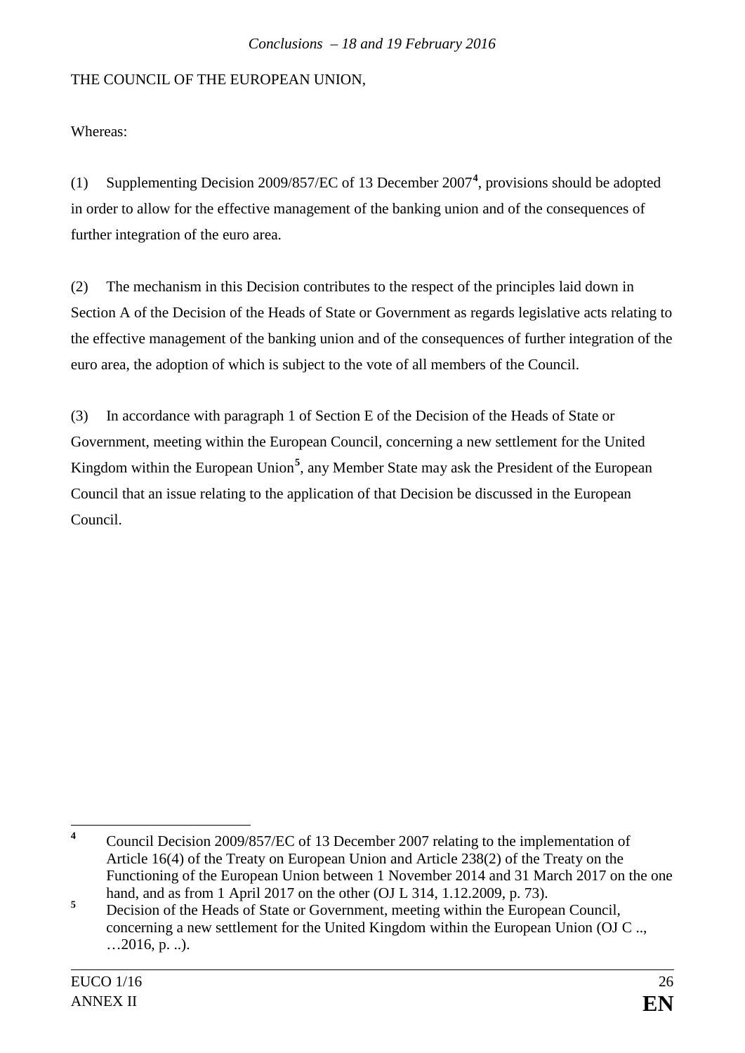THE COUNCIL OF THE EUROPEAN UNION,

Whereas:

(1) Supplementing Decision 2009/857/EC of 13 December 2007[4], provisions should be adopted in order to allow for the effective management of the banking union and of the consequences of further integration of the euro area.

(2) The mechanism in this Decision contributes to the respect of the principles laid down in Section A of the Decision of the Heads of State or Government as regards legislative acts relating to the effective management of the banking union and of the consequences of further integration of the euro area, the adoption of which is subject to the vote of all members of the Council.

(3) In accordance with paragraph 1 of Section E of the Decision of the Heads of State or Government, meeting within the European Council, concerning a new settlement for the United Kingdom within the European Union[5], any Member State may ask the President of the European Council that an issue relating to the application of that Decision be discussed in the European Council.

---

[4] Council Decision 2009/857/EC of 13 December 2007 relating to the implementation of Article 16(4) of the Treaty on European Union and Article 238(2) of the Treaty on the Functioning of the European Union between 1 November 2014 and 31 March 2017 on the one hand, and as from 1 April 2017 on the other (OJ L 314, 1.12.2009, p. 73).

[5] Decision of the Heads of State or Government, meeting within the European Council, concerning a new settlement for the United Kingdom within the European Union (OJ C .., …2016, p. ..).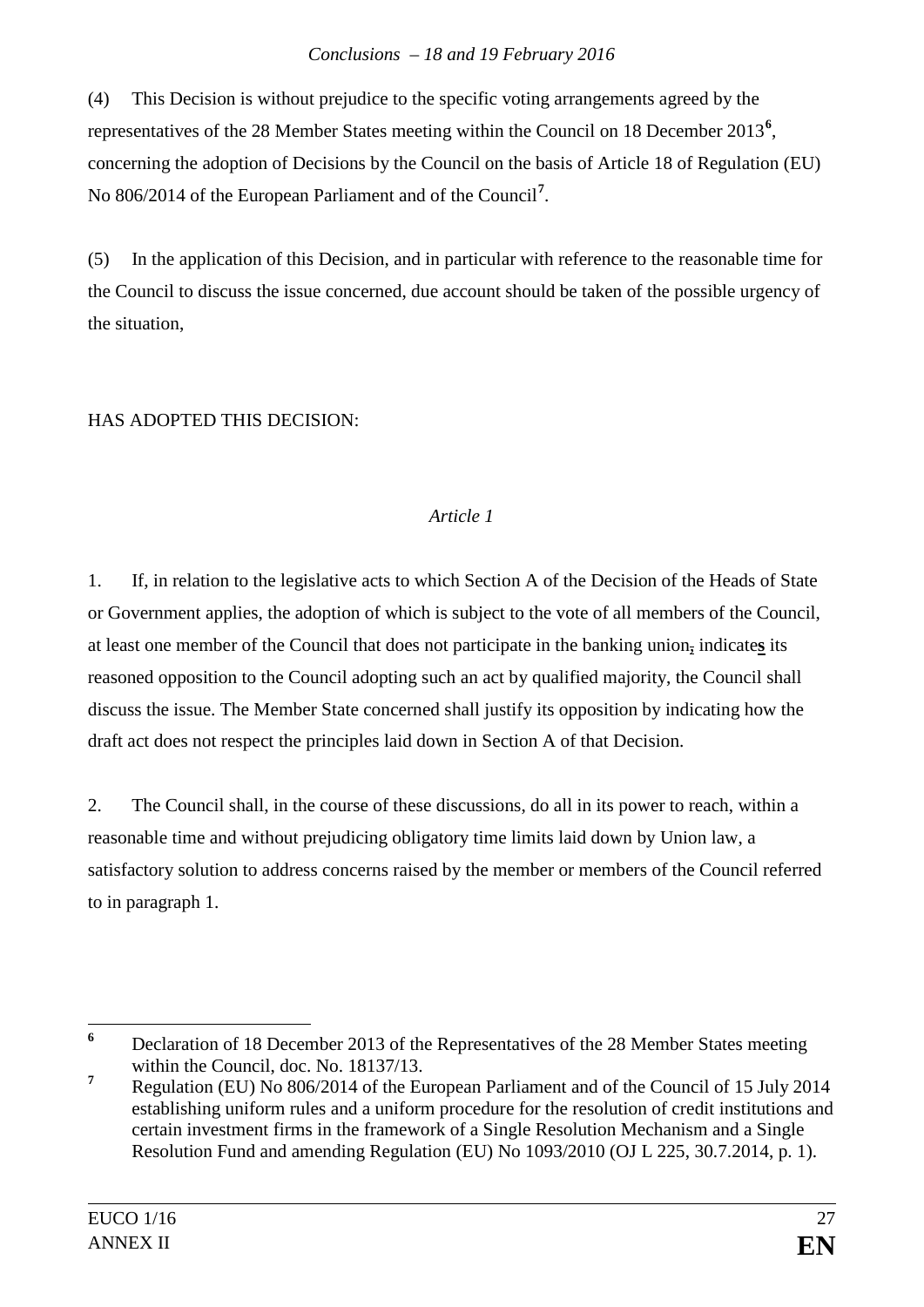(4) This Decision is without prejudice to the specific voting arrangements agreed by the representatives of the 28 Member States meeting within the Council on 18 December 2013[6], concerning the adoption of Decisions by the Council on the basis of Article 18 of Regulation (EU) No 806/2014 of the European Parliament and of the Council[7].

(5) In the application of this Decision, and in particular with reference to the reasonable time for the Council to discuss the issue concerned, due account should be taken of the possible urgency of the situation,

HAS ADOPTED THIS DECISION:

*Article 1*

1. If, in relation to the legislative acts to which Section A of the Decision of the Heads of State or Government applies, the adoption of which is subject to the vote of all members of the Council, at least one member of the Council that does not participate in the banking union, indicates its reasoned opposition to the Council adopting such an act by qualified majority, the Council shall discuss the issue. The Member State concerned shall justify its opposition by indicating how the draft act does not respect the principles laid down in Section A of that Decision.

2. The Council shall, in the course of these discussions, do all in its power to reach, within a reasonable time and without prejudicing obligatory time limits laid down by Union law, a satisfactory solution to address concerns raised by the member or members of the Council referred to in paragraph 1.

---

[6] Declaration of 18 December 2013 of the Representatives of the 28 Member States meeting within the Council, doc. No. 18137/13.

[7] Regulation (EU) No 806/2014 of the European Parliament and of the Council of 15 July 2014 establishing uniform rules and a uniform procedure for the resolution of credit institutions and certain investment firms in the framework of a Single Resolution Mechanism and a Single Resolution Fund and amending Regulation (EU) No 1093/2010 (OJ L 225, 30.7.2014, p. 1).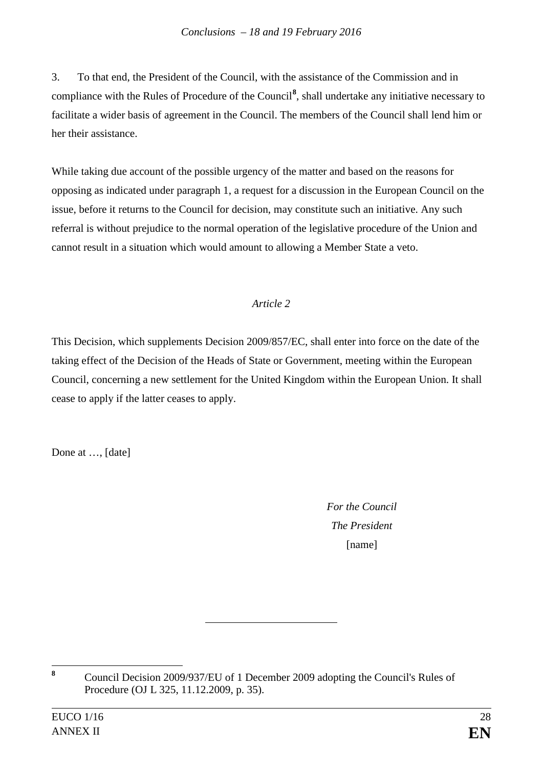3. To that end, the President of the Council, with the assistance of the Commission and in compliance with the Rules of Procedure of the Council[8], shall undertake any initiative necessary to facilitate a wider basis of agreement in the Council. The members of the Council shall lend him or her their assistance.

While taking due account of the possible urgency of the matter and based on the reasons for opposing as indicated under paragraph 1, a request for a discussion in the European Council on the issue, before it returns to the Council for decision, may constitute such an initiative. Any such referral is without prejudice to the normal operation of the legislative procedure of the Union and cannot result in a situation which would amount to allowing a Member State a veto.

*Article 2*

This Decision, which supplements Decision 2009/857/EC, shall enter into force on the date of the taking effect of the Decision of the Heads of State or Government, meeting within the European Council, concerning a new settlement for the United Kingdom within the European Union. It shall cease to apply if the latter ceases to apply.

Done at …, [date]

*For the Council*
*The President*
[name]

---

[8] Council Decision 2009/937/EU of 1 December 2009 adopting the Council's Rules of Procedure (OJ L 325, 11.12.2009, p. 35).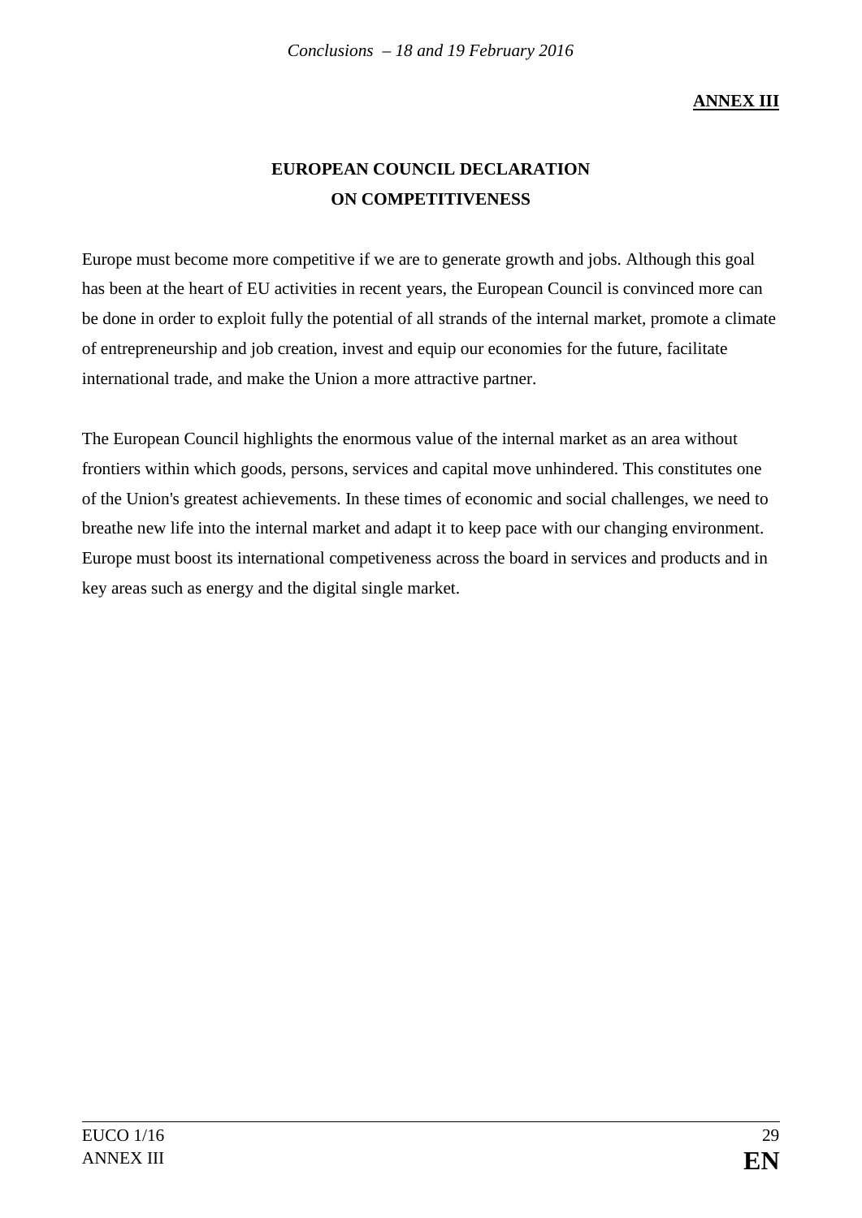**ANNEX III**

## EUROPEAN COUNCIL DECLARATION ON COMPETITIVENESS

Europe must become more competitive if we are to generate growth and jobs. Although this goal has been at the heart of EU activities in recent years, the European Council is convinced more can be done in order to exploit fully the potential of all strands of the internal market, promote a climate of entrepreneurship and job creation, invest and equip our economies for the future, facilitate international trade, and make the Union a more attractive partner.

The European Council highlights the enormous value of the internal market as an area without frontiers within which goods, persons, services and capital move unhindered. This constitutes one of the Union's greatest achievements. In these times of economic and social challenges, we need to breathe new life into the internal market and adapt it to keep pace with our changing environment. Europe must boost its international competiveness across the board in services and products and in key areas such as energy and the digital single market.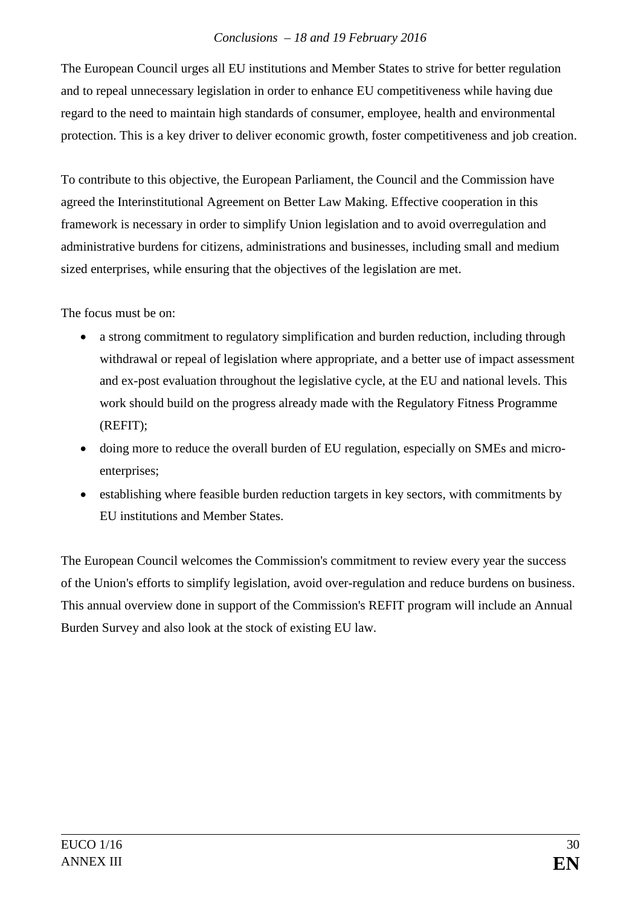The European Council urges all EU institutions and Member States to strive for better regulation and to repeal unnecessary legislation in order to enhance EU competitiveness while having due regard to the need to maintain high standards of consumer, employee, health and environmental protection. This is a key driver to deliver economic growth, foster competitiveness and job creation.

To contribute to this objective, the European Parliament, the Council and the Commission have agreed the Interinstitutional Agreement on Better Law Making. Effective cooperation in this framework is necessary in order to simplify Union legislation and to avoid overregulation and administrative burdens for citizens, administrations and businesses, including small and medium sized enterprises, while ensuring that the objectives of the legislation are met.

The focus must be on:

- a strong commitment to regulatory simplification and burden reduction, including through withdrawal or repeal of legislation where appropriate, and a better use of impact assessment and ex-post evaluation throughout the legislative cycle, at the EU and national levels. This work should build on the progress already made with the Regulatory Fitness Programme (REFIT);
- doing more to reduce the overall burden of EU regulation, especially on SMEs and micro-enterprises;
- establishing where feasible burden reduction targets in key sectors, with commitments by EU institutions and Member States.

The European Council welcomes the Commission's commitment to review every year the success of the Union's efforts to simplify legislation, avoid over-regulation and reduce burdens on business. This annual overview done in support of the Commission's REFIT program will include an Annual Burden Survey and also look at the stock of existing EU law.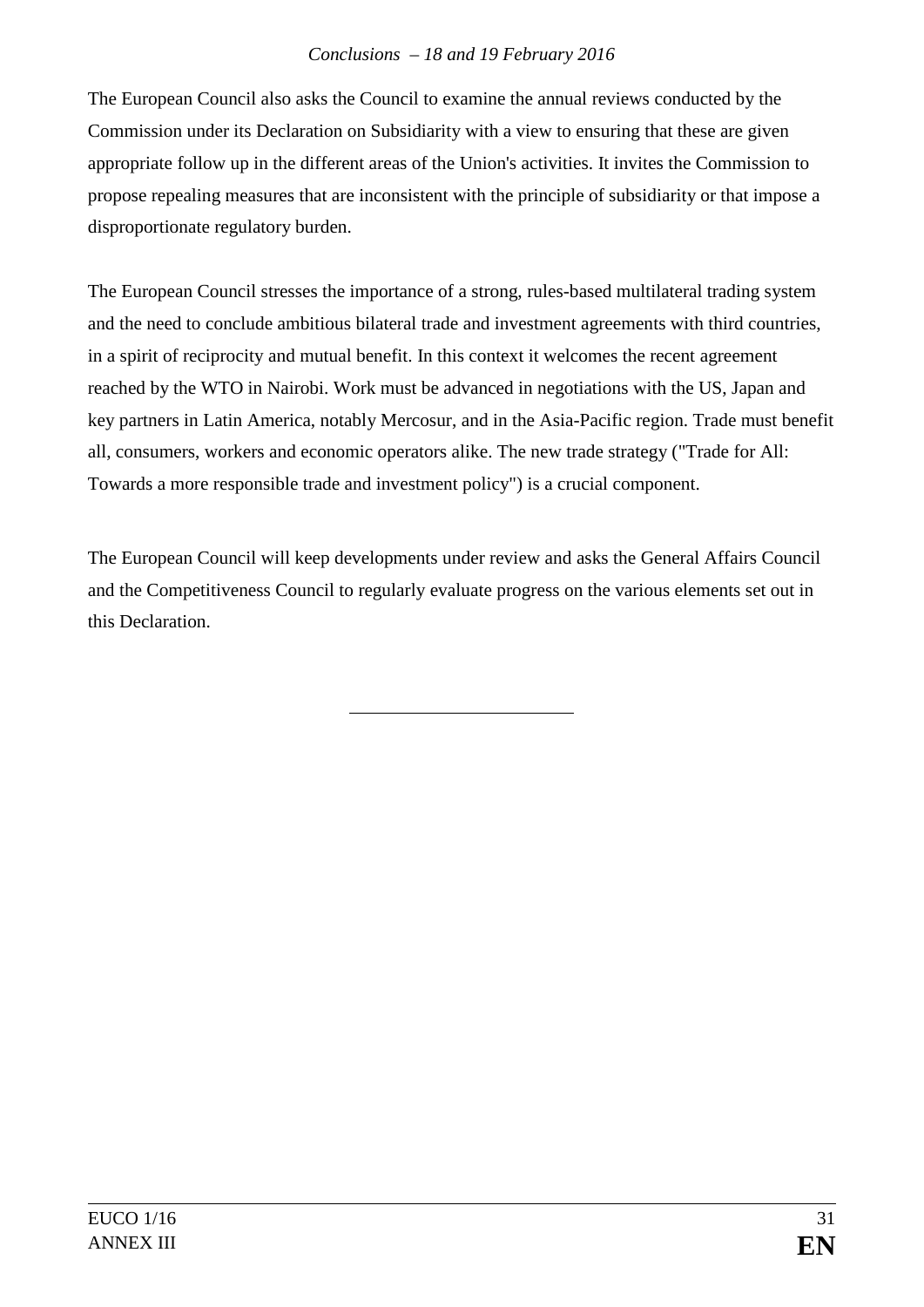The European Council also asks the Council to examine the annual reviews conducted by the Commission under its Declaration on Subsidiarity with a view to ensuring that these are given appropriate follow up in the different areas of the Union's activities. It invites the Commission to propose repealing measures that are inconsistent with the principle of subsidiarity or that impose a disproportionate regulatory burden.

The European Council stresses the importance of a strong, rules-based multilateral trading system and the need to conclude ambitious bilateral trade and investment agreements with third countries, in a spirit of reciprocity and mutual benefit. In this context it welcomes the recent agreement reached by the WTO in Nairobi. Work must be advanced in negotiations with the US, Japan and key partners in Latin America, notably Mercosur, and in the Asia-Pacific region. Trade must benefit all, consumers, workers and economic operators alike. The new trade strategy ("Trade for All: Towards a more responsible trade and investment policy") is a crucial component.

The European Council will keep developments under review and asks the General Affairs Council and the Competitiveness Council to regularly evaluate progress on the various elements set out in this Declaration.

---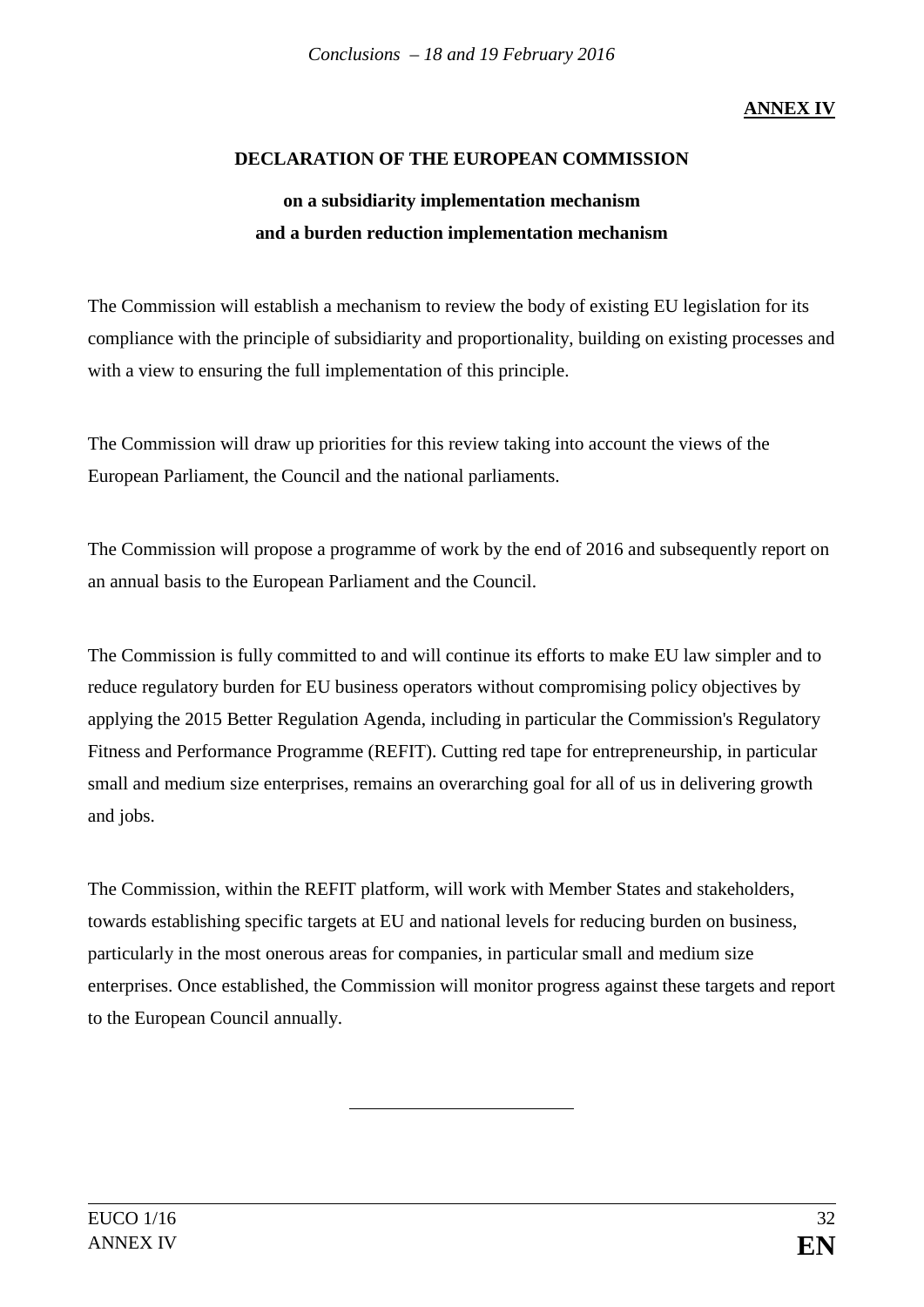**ANNEX IV**

## DECLARATION OF THE EUROPEAN COMMISSION

### on a subsidiarity implementation mechanism and a burden reduction implementation mechanism

The Commission will establish a mechanism to review the body of existing EU legislation for its compliance with the principle of subsidiarity and proportionality, building on existing processes and with a view to ensuring the full implementation of this principle.

The Commission will draw up priorities for this review taking into account the views of the European Parliament, the Council and the national parliaments.

The Commission will propose a programme of work by the end of 2016 and subsequently report on an annual basis to the European Parliament and the Council.

The Commission is fully committed to and will continue its efforts to make EU law simpler and to reduce regulatory burden for EU business operators without compromising policy objectives by applying the 2015 Better Regulation Agenda, including in particular the Commission's Regulatory Fitness and Performance Programme (REFIT). Cutting red tape for entrepreneurship, in particular small and medium size enterprises, remains an overarching goal for all of us in delivering growth and jobs.

The Commission, within the REFIT platform, will work with Member States and stakeholders, towards establishing specific targets at EU and national levels for reducing burden on business, particularly in the most onerous areas for companies, in particular small and medium size enterprises. Once established, the Commission will monitor progress against these targets and report to the European Council annually.

---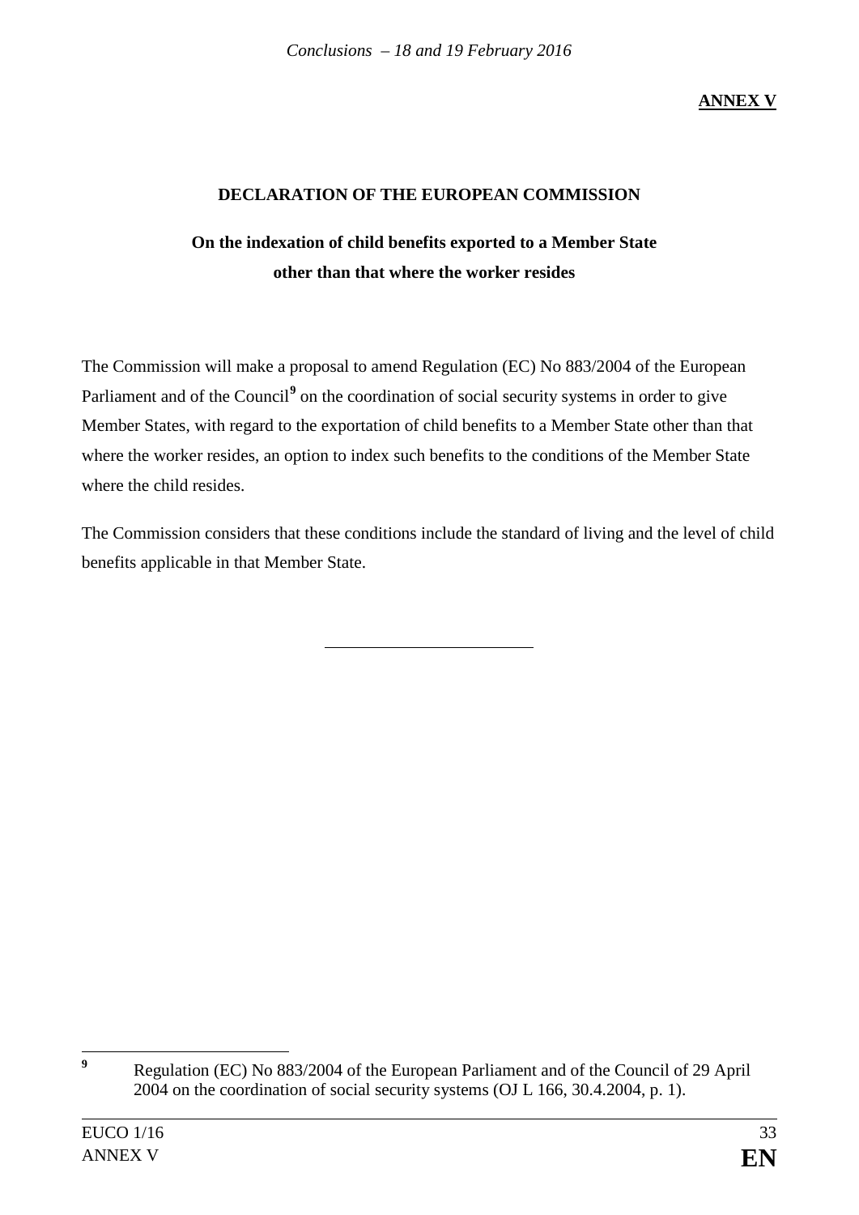**ANNEX V**

## DECLARATION OF THE EUROPEAN COMMISSION

### On the indexation of child benefits exported to a Member State other than that where the worker resides

The Commission will make a proposal to amend Regulation (EC) No 883/2004 of the European Parliament and of the Council[9] on the coordination of social security systems in order to give Member States, with regard to the exportation of child benefits to a Member State other than that where the worker resides, an option to index such benefits to the conditions of the Member State where the child resides.

The Commission considers that these conditions include the standard of living and the level of child benefits applicable in that Member State.

---

[9] Regulation (EC) No 883/2004 of the European Parliament and of the Council of 29 April 2004 on the coordination of social security systems (OJ L 166, 30.4.2004, p. 1).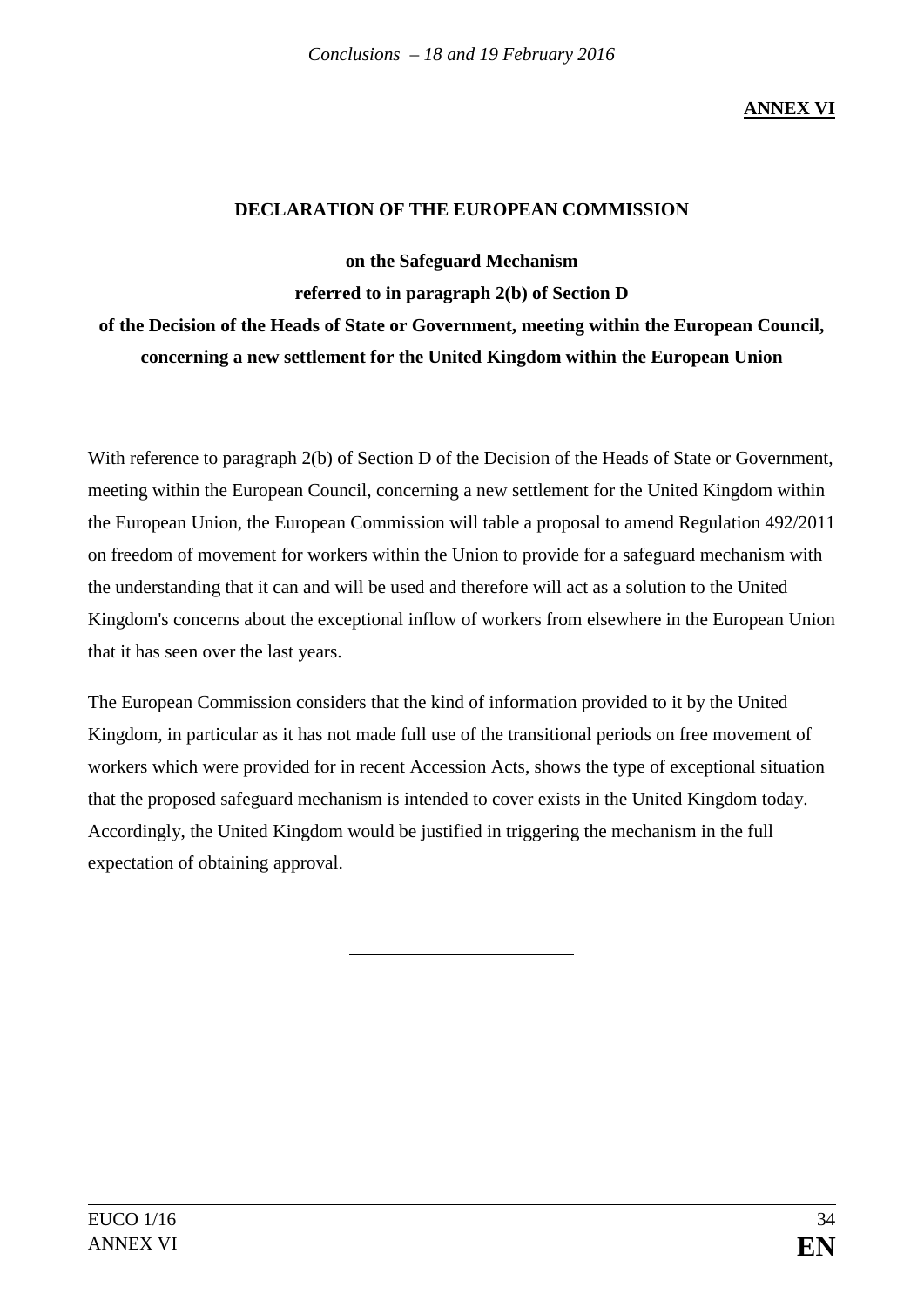**ANNEX VI**

## DECLARATION OF THE EUROPEAN COMMISSION

**on the Safeguard Mechanism**
**referred to in paragraph 2(b) of Section D**
**of the Decision of the Heads of State or Government, meeting within the European Council, concerning a new settlement for the United Kingdom within the European Union**

With reference to paragraph 2(b) of Section D of the Decision of the Heads of State or Government, meeting within the European Council, concerning a new settlement for the United Kingdom within the European Union, the European Commission will table a proposal to amend Regulation 492/2011 on freedom of movement for workers within the Union to provide for a safeguard mechanism with the understanding that it can and will be used and therefore will act as a solution to the United Kingdom's concerns about the exceptional inflow of workers from elsewhere in the European Union that it has seen over the last years.

The European Commission considers that the kind of information provided to it by the United Kingdom, in particular as it has not made full use of the transitional periods on free movement of workers which were provided for in recent Accession Acts, shows the type of exceptional situation that the proposed safeguard mechanism is intended to cover exists in the United Kingdom today. Accordingly, the United Kingdom would be justified in triggering the mechanism in the full expectation of obtaining approval.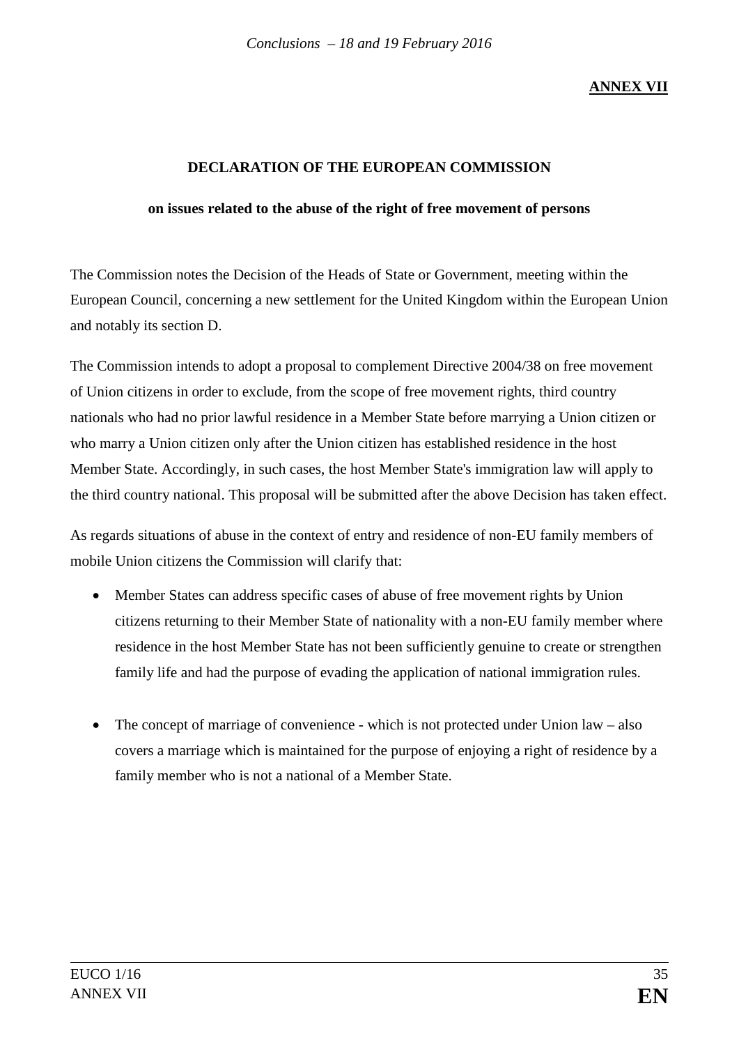**ANNEX VII**

## DECLARATION OF THE EUROPEAN COMMISSION

### on issues related to the abuse of the right of free movement of persons

The Commission notes the Decision of the Heads of State or Government, meeting within the European Council, concerning a new settlement for the United Kingdom within the European Union and notably its section D.

The Commission intends to adopt a proposal to complement Directive 2004/38 on free movement of Union citizens in order to exclude, from the scope of free movement rights, third country nationals who had no prior lawful residence in a Member State before marrying a Union citizen or who marry a Union citizen only after the Union citizen has established residence in the host Member State. Accordingly, in such cases, the host Member State's immigration law will apply to the third country national. This proposal will be submitted after the above Decision has taken effect.

As regards situations of abuse in the context of entry and residence of non-EU family members of mobile Union citizens the Commission will clarify that:

- Member States can address specific cases of abuse of free movement rights by Union citizens returning to their Member State of nationality with a non-EU family member where residence in the host Member State has not been sufficiently genuine to create or strengthen family life and had the purpose of evading the application of national immigration rules.

- The concept of marriage of convenience - which is not protected under Union law – also covers a marriage which is maintained for the purpose of enjoying a right of residence by a family member who is not a national of a Member State.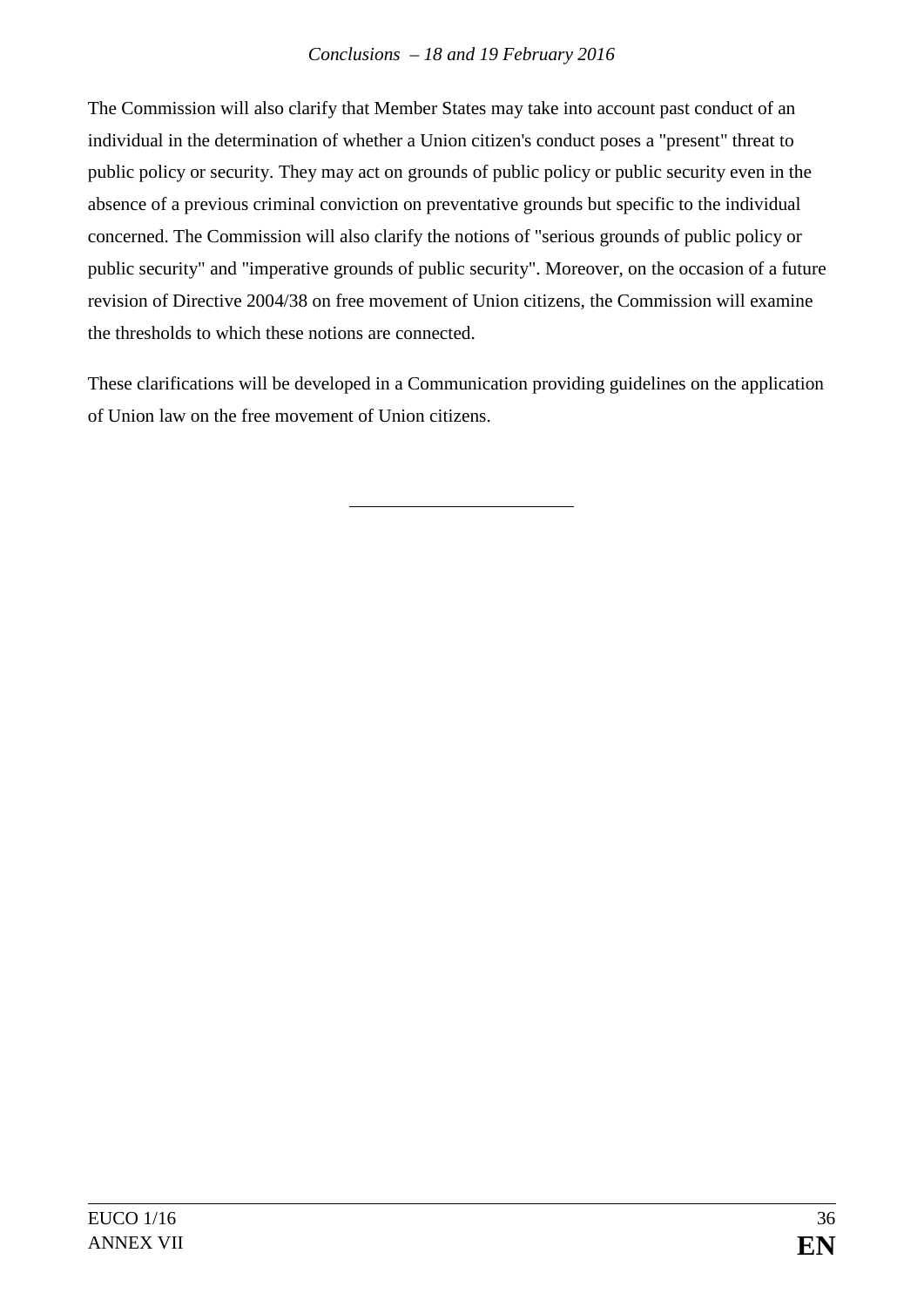The Commission will also clarify that Member States may take into account past conduct of an individual in the determination of whether a Union citizen's conduct poses a "present" threat to public policy or security. They may act on grounds of public policy or public security even in the absence of a previous criminal conviction on preventative grounds but specific to the individual concerned. The Commission will also clarify the notions of "serious grounds of public policy or public security" and "imperative grounds of public security". Moreover, on the occasion of a future revision of Directive 2004/38 on free movement of Union citizens, the Commission will examine the thresholds to which these notions are connected.

These clarifications will be developed in a Communication providing guidelines on the application of Union law on the free movement of Union citizens.

---